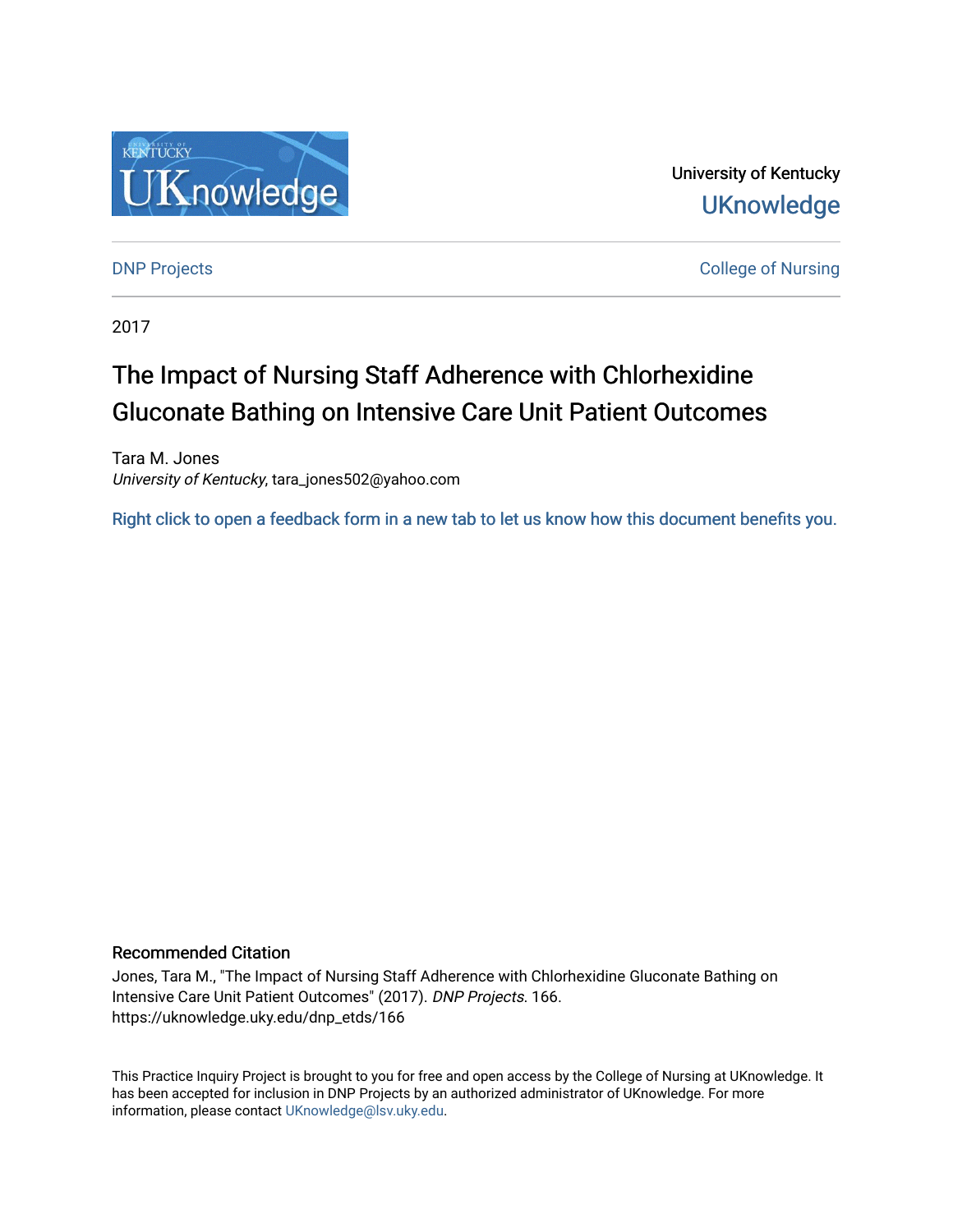University of Kentucky

UKnowledge

DNP Projects

College of Nursing

2017

# The Impact of Nursing Staff Adherence with Chlorhexidine Gluconate Bathing on Intensive Care Unit Patient Outcomes

Tara M. Jones
*University of Kentucky*, tara_jones502@yahoo.com

Right click to open a feedback form in a new tab to let us know how this document benefits you.

## Recommended Citation

Jones, Tara M., "The Impact of Nursing Staff Adherence with Chlorhexidine Gluconate Bathing on Intensive Care Unit Patient Outcomes" (2017). *DNP Projects*. 166.
https://uknowledge.uky.edu/dnp_etds/166

This Practice Inquiry Project is brought to you for free and open access by the College of Nursing at UKnowledge. It has been accepted for inclusion in DNP Projects by an authorized administrator of UKnowledge. For more information, please contact UKnowledge@lsv.uky.edu.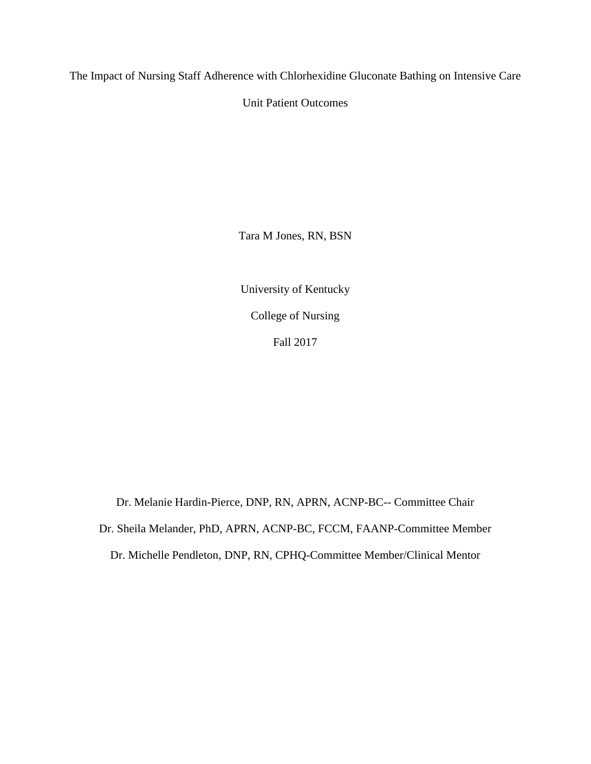# The Impact of Nursing Staff Adherence with Chlorhexidine Gluconate Bathing on Intensive Care Unit Patient Outcomes

Tara M Jones, RN, BSN

University of Kentucky

College of Nursing

Fall 2017

Dr. Melanie Hardin-Pierce, DNP, RN, APRN, ACNP-BC-- Committee Chair

Dr. Sheila Melander, PhD, APRN, ACNP-BC, FCCM, FAANP-Committee Member

Dr. Michelle Pendleton, DNP, RN, CPHQ-Committee Member/Clinical Mentor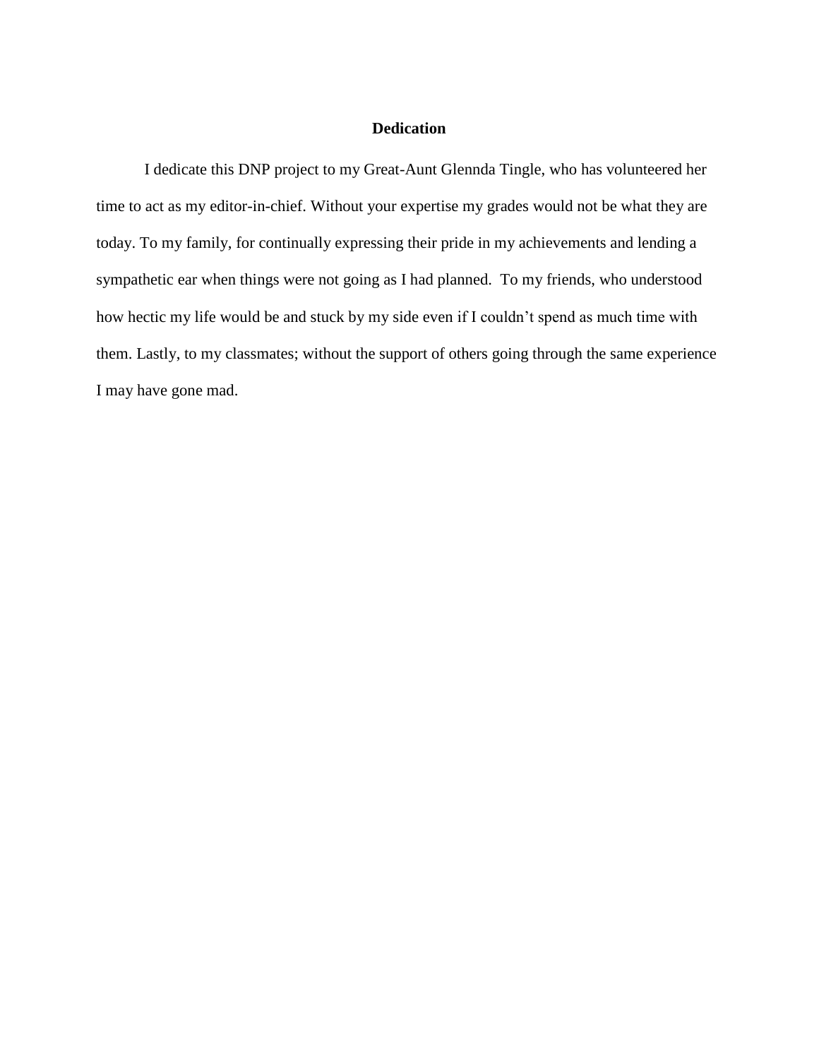# Dedication

I dedicate this DNP project to my Great-Aunt Glennda Tingle, who has volunteered her time to act as my editor-in-chief. Without your expertise my grades would not be what they are today. To my family, for continually expressing their pride in my achievements and lending a sympathetic ear when things were not going as I had planned. To my friends, who understood how hectic my life would be and stuck by my side even if I couldn't spend as much time with them. Lastly, to my classmates; without the support of others going through the same experience I may have gone mad.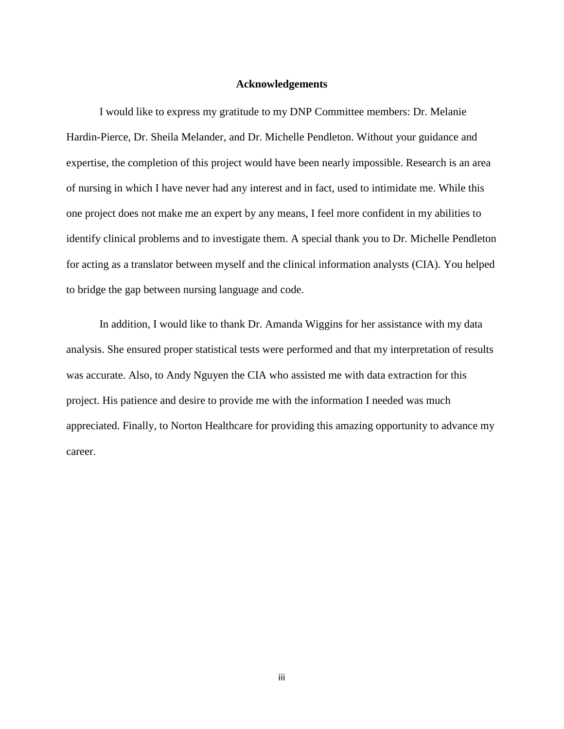## Acknowledgements

I would like to express my gratitude to my DNP Committee members: Dr. Melanie Hardin-Pierce, Dr. Sheila Melander, and Dr. Michelle Pendleton. Without your guidance and expertise, the completion of this project would have been nearly impossible. Research is an area of nursing in which I have never had any interest and in fact, used to intimidate me. While this one project does not make me an expert by any means, I feel more confident in my abilities to identify clinical problems and to investigate them. A special thank you to Dr. Michelle Pendleton for acting as a translator between myself and the clinical information analysts (CIA). You helped to bridge the gap between nursing language and code.

In addition, I would like to thank Dr. Amanda Wiggins for her assistance with my data analysis. She ensured proper statistical tests were performed and that my interpretation of results was accurate. Also, to Andy Nguyen the CIA who assisted me with data extraction for this project. His patience and desire to provide me with the information I needed was much appreciated. Finally, to Norton Healthcare for providing this amazing opportunity to advance my career.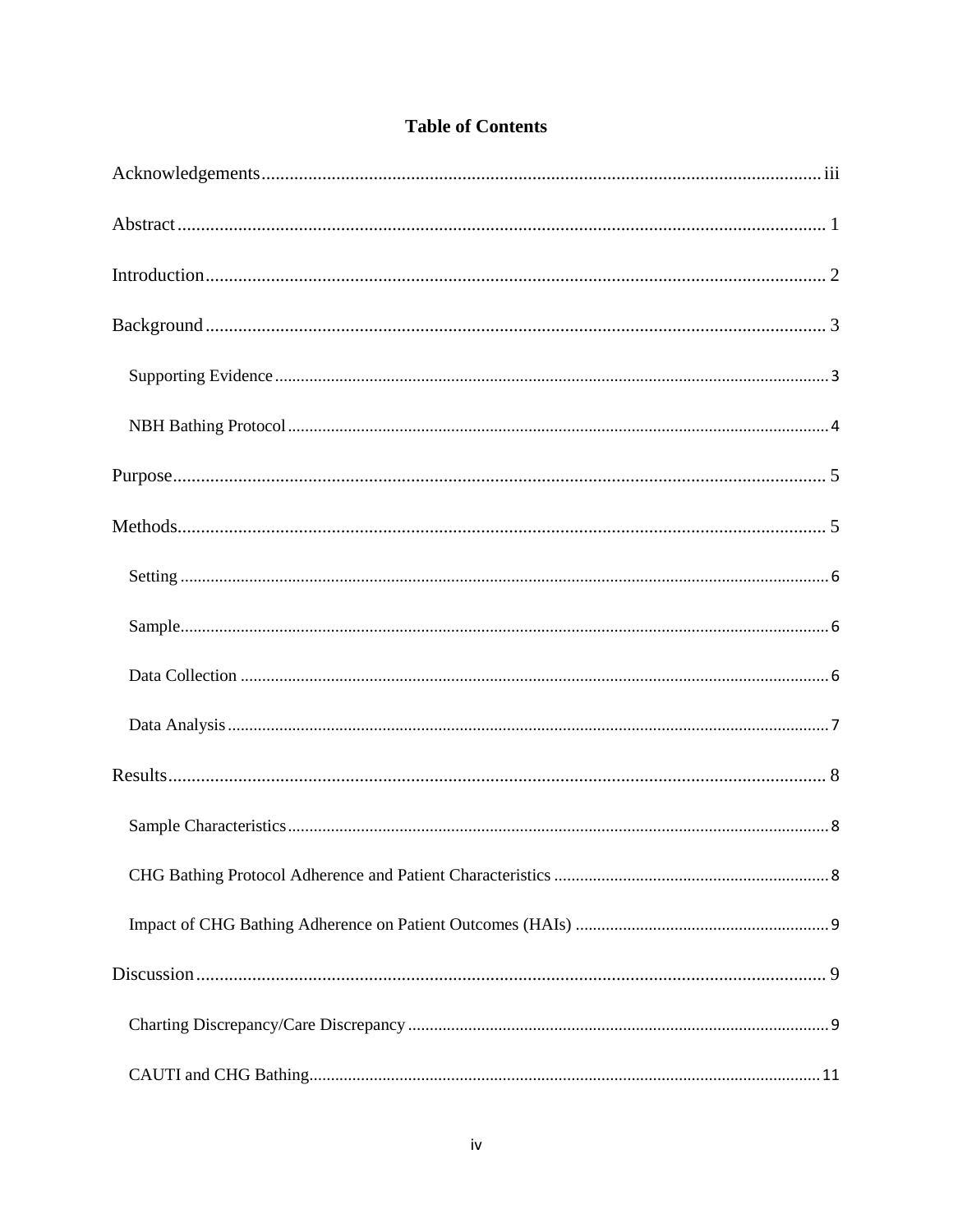# Table of Contents

Acknowledgements ........ iii

Abstract ........ 1

Introduction ........ 2

Background ........ 3

- Supporting Evidence ........ 3
- NBH Bathing Protocol ........ 4

Purpose ........ 5

Methods ........ 5

- Setting ........ 6
- Sample ........ 6
- Data Collection ........ 6
- Data Analysis ........ 7

Results ........ 8

- Sample Characteristics ........ 8
- CHG Bathing Protocol Adherence and Patient Characteristics ........ 8
- Impact of CHG Bathing Adherence on Patient Outcomes (HAIs) ........ 9

Discussion ........ 9

- Charting Discrepancy/Care Discrepancy ........ 9
- CAUTI and CHG Bathing ........ 11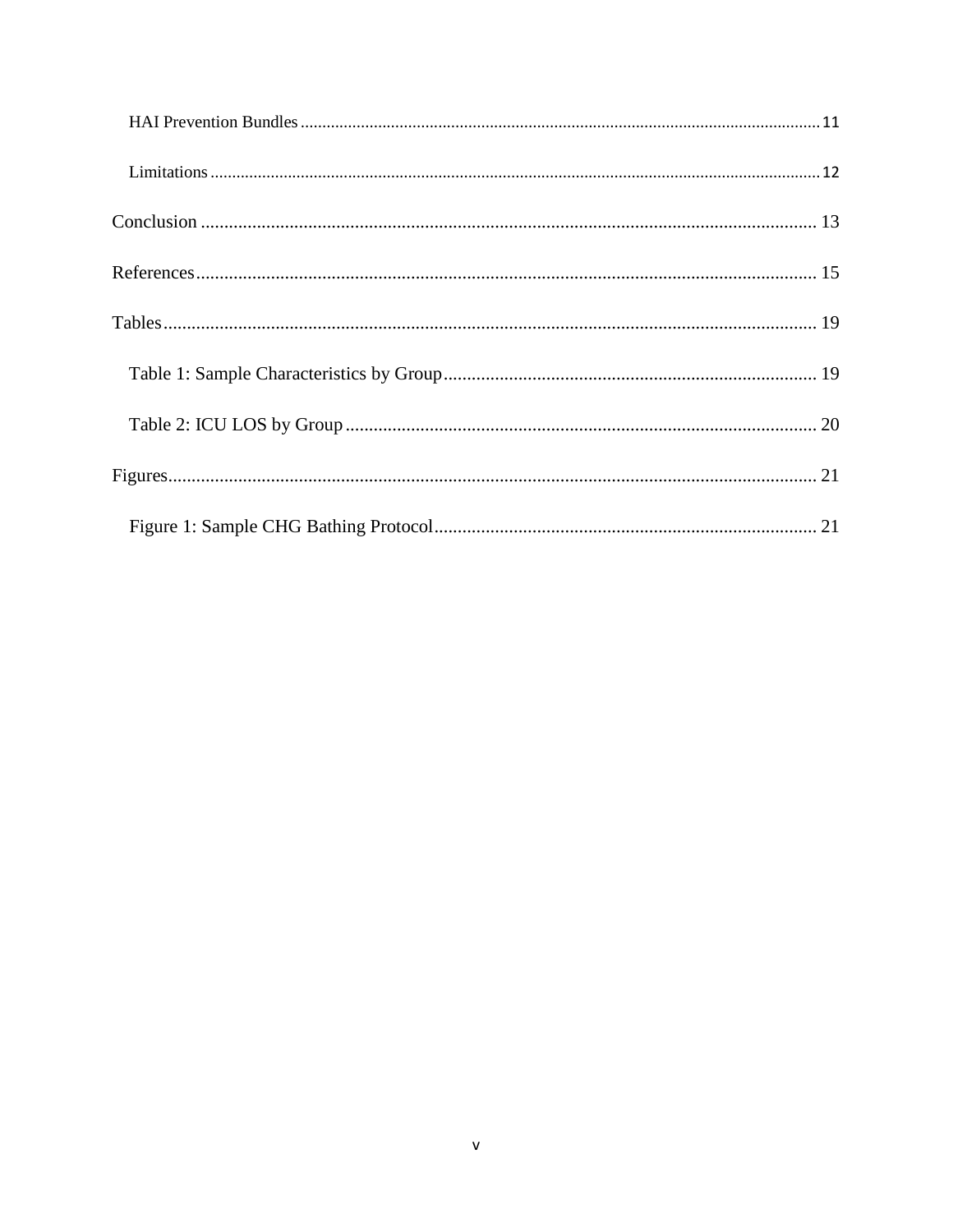HAI Prevention Bundles ........................................................................................................................ 11

Limitations ............................................................................................................................................ 12

Conclusion .................................................................................................................................... 13

References..................................................................................................................................... 15

Tables............................................................................................................................................ 19

Table 1: Sample Characteristics by Group................................................................................ 19

Table 2: ICU LOS by Group ..................................................................................................... 20

Figures........................................................................................................................................... 21

Figure 1: Sample CHG Bathing Protocol.................................................................................. 21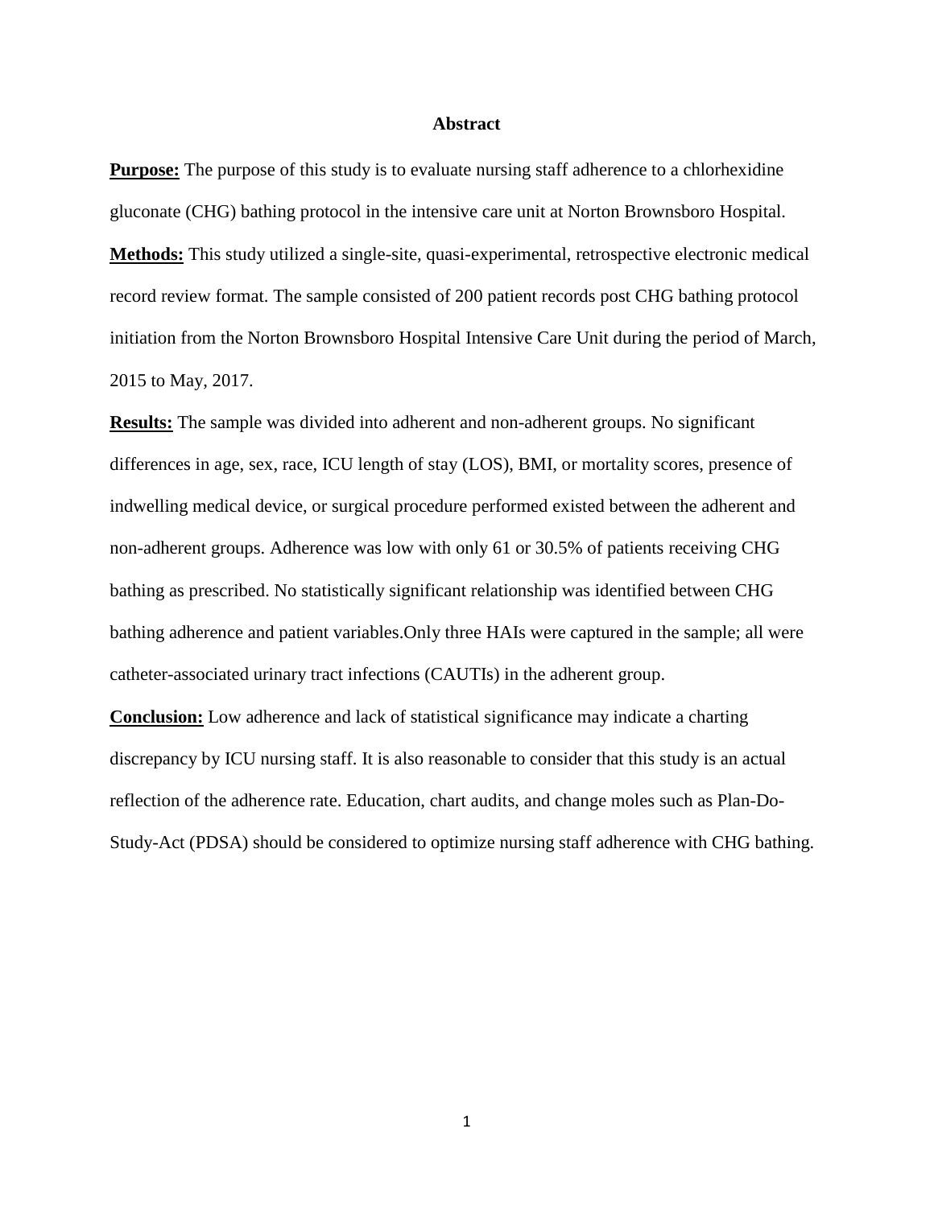# Abstract

**Purpose:** The purpose of this study is to evaluate nursing staff adherence to a chlorhexidine gluconate (CHG) bathing protocol in the intensive care unit at Norton Brownsboro Hospital.

**Methods:** This study utilized a single-site, quasi-experimental, retrospective electronic medical record review format. The sample consisted of 200 patient records post CHG bathing protocol initiation from the Norton Brownsboro Hospital Intensive Care Unit during the period of March, 2015 to May, 2017.

**Results:** The sample was divided into adherent and non-adherent groups. No significant differences in age, sex, race, ICU length of stay (LOS), BMI, or mortality scores, presence of indwelling medical device, or surgical procedure performed existed between the adherent and non-adherent groups. Adherence was low with only 61 or 30.5% of patients receiving CHG bathing as prescribed. No statistically significant relationship was identified between CHG bathing adherence and patient variables.Only three HAIs were captured in the sample; all were catheter-associated urinary tract infections (CAUTIs) in the adherent group.

**Conclusion:** Low adherence and lack of statistical significance may indicate a charting discrepancy by ICU nursing staff. It is also reasonable to consider that this study is an actual reflection of the adherence rate. Education, chart audits, and change moles such as Plan-Do-Study-Act (PDSA) should be considered to optimize nursing staff adherence with CHG bathing.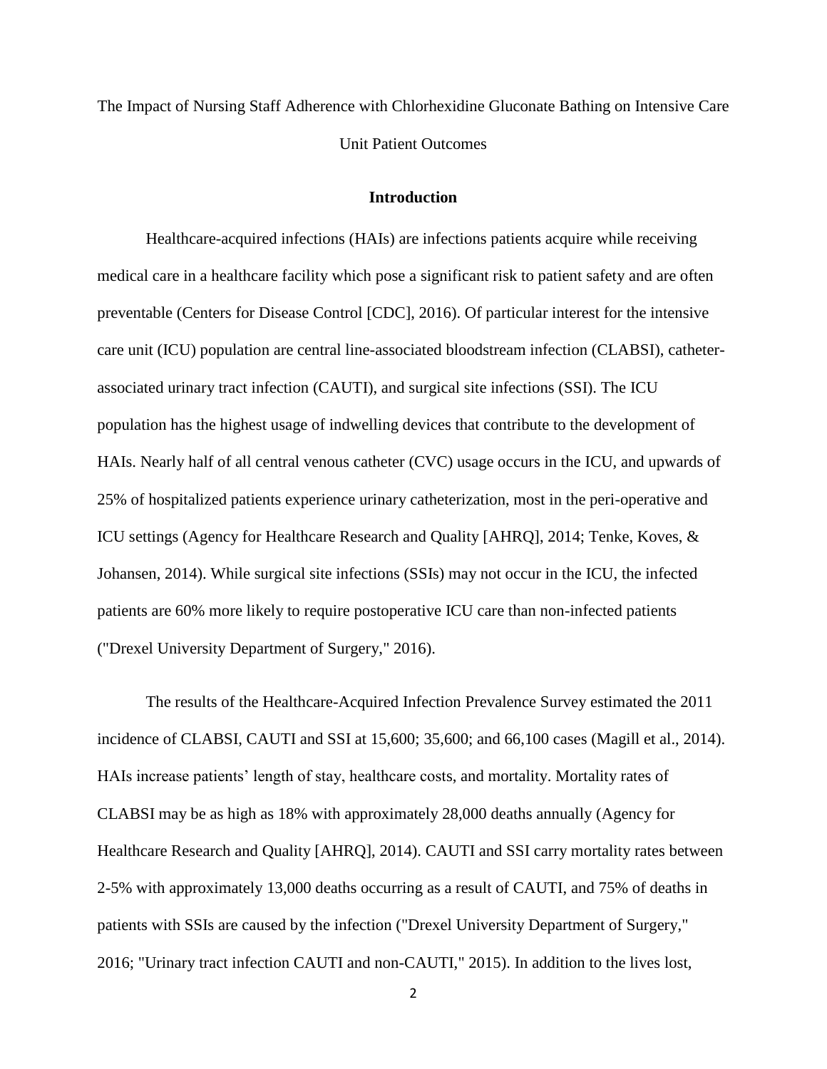The Impact of Nursing Staff Adherence with Chlorhexidine Gluconate Bathing on Intensive Care Unit Patient Outcomes

## Introduction

Healthcare-acquired infections (HAIs) are infections patients acquire while receiving medical care in a healthcare facility which pose a significant risk to patient safety and are often preventable (Centers for Disease Control [CDC], 2016). Of particular interest for the intensive care unit (ICU) population are central line-associated bloodstream infection (CLABSI), catheter-associated urinary tract infection (CAUTI), and surgical site infections (SSI). The ICU population has the highest usage of indwelling devices that contribute to the development of HAIs. Nearly half of all central venous catheter (CVC) usage occurs in the ICU, and upwards of 25% of hospitalized patients experience urinary catheterization, most in the peri-operative and ICU settings (Agency for Healthcare Research and Quality [AHRQ], 2014; Tenke, Koves, & Johansen, 2014). While surgical site infections (SSIs) may not occur in the ICU, the infected patients are 60% more likely to require postoperative ICU care than non-infected patients ("Drexel University Department of Surgery," 2016).

The results of the Healthcare-Acquired Infection Prevalence Survey estimated the 2011 incidence of CLABSI, CAUTI and SSI at 15,600; 35,600; and 66,100 cases (Magill et al., 2014). HAIs increase patients' length of stay, healthcare costs, and mortality. Mortality rates of CLABSI may be as high as 18% with approximately 28,000 deaths annually (Agency for Healthcare Research and Quality [AHRQ], 2014). CAUTI and SSI carry mortality rates between 2-5% with approximately 13,000 deaths occurring as a result of CAUTI, and 75% of deaths in patients with SSIs are caused by the infection ("Drexel University Department of Surgery," 2016; "Urinary tract infection CAUTI and non-CAUTI," 2015). In addition to the lives lost,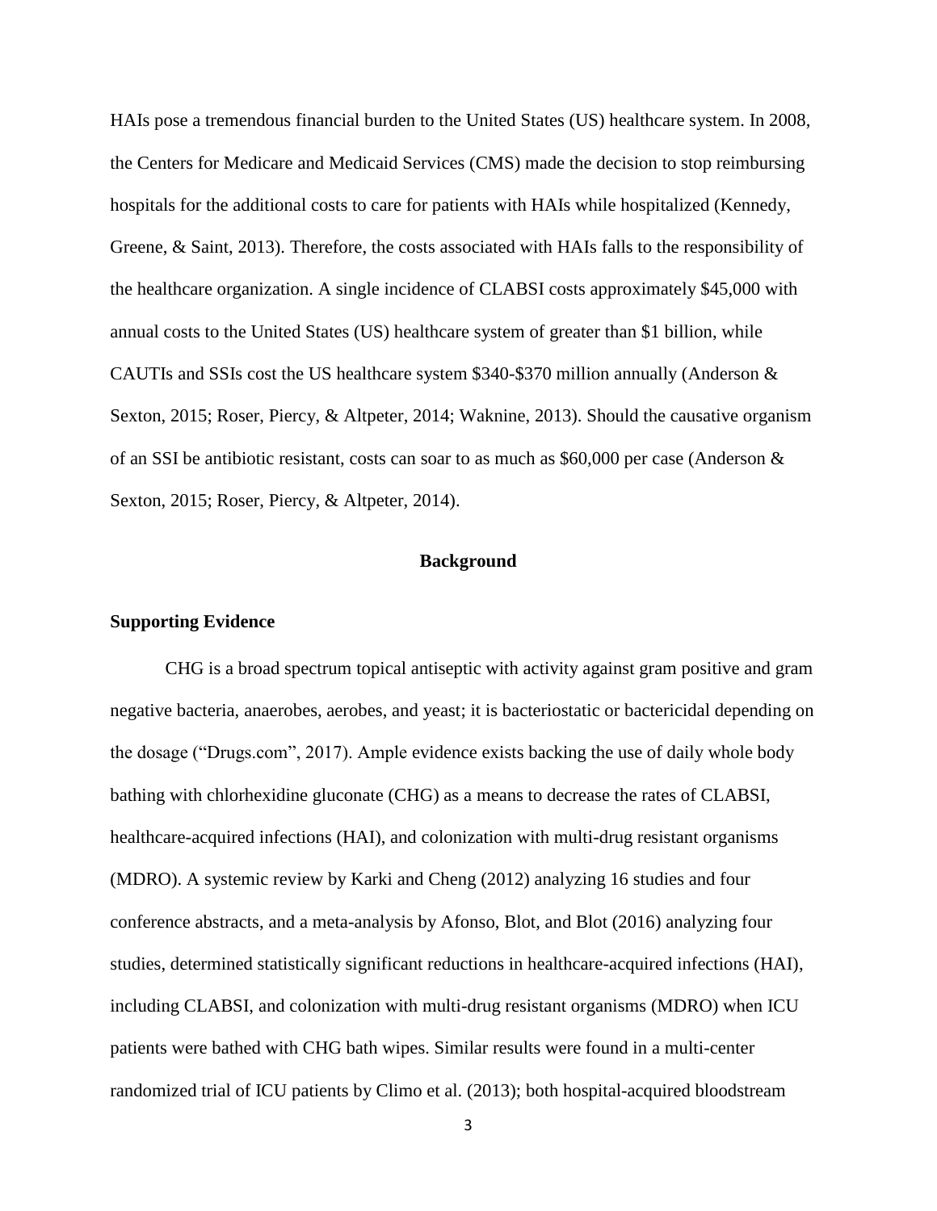HAIs pose a tremendous financial burden to the United States (US) healthcare system. In 2008, the Centers for Medicare and Medicaid Services (CMS) made the decision to stop reimbursing hospitals for the additional costs to care for patients with HAIs while hospitalized (Kennedy, Greene, & Saint, 2013). Therefore, the costs associated with HAIs falls to the responsibility of the healthcare organization. A single incidence of CLABSI costs approximately $45,000 with annual costs to the United States (US) healthcare system of greater than $1 billion, while CAUTIs and SSIs cost the US healthcare system $340-$370 million annually (Anderson & Sexton, 2015; Roser, Piercy, & Altpeter, 2014; Waknine, 2013). Should the causative organism of an SSI be antibiotic resistant, costs can soar to as much as $60,000 per case (Anderson & Sexton, 2015; Roser, Piercy, & Altpeter, 2014).

## Background

### Supporting Evidence

CHG is a broad spectrum topical antiseptic with activity against gram positive and gram negative bacteria, anaerobes, aerobes, and yeast; it is bacteriostatic or bactericidal depending on the dosage ("Drugs.com", 2017). Ample evidence exists backing the use of daily whole body bathing with chlorhexidine gluconate (CHG) as a means to decrease the rates of CLABSI, healthcare-acquired infections (HAI), and colonization with multi-drug resistant organisms (MDRO). A systemic review by Karki and Cheng (2012) analyzing 16 studies and four conference abstracts, and a meta-analysis by Afonso, Blot, and Blot (2016) analyzing four studies, determined statistically significant reductions in healthcare-acquired infections (HAI), including CLABSI, and colonization with multi-drug resistant organisms (MDRO) when ICU patients were bathed with CHG bath wipes. Similar results were found in a multi-center randomized trial of ICU patients by Climo et al. (2013); both hospital-acquired bloodstream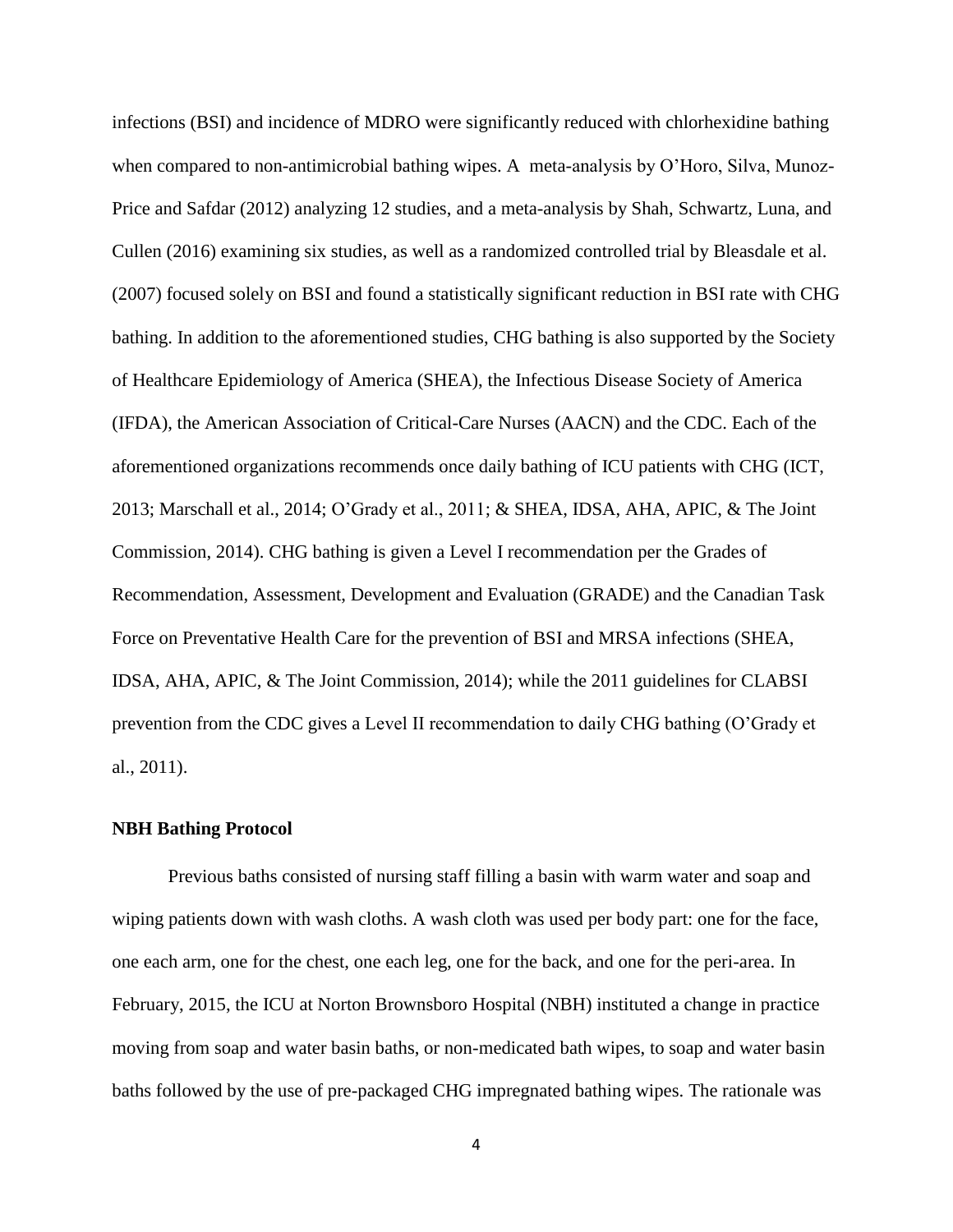infections (BSI) and incidence of MDRO were significantly reduced with chlorhexidine bathing when compared to non-antimicrobial bathing wipes. A meta-analysis by O'Horo, Silva, Munoz-Price and Safdar (2012) analyzing 12 studies, and a meta-analysis by Shah, Schwartz, Luna, and Cullen (2016) examining six studies, as well as a randomized controlled trial by Bleasdale et al. (2007) focused solely on BSI and found a statistically significant reduction in BSI rate with CHG bathing. In addition to the aforementioned studies, CHG bathing is also supported by the Society of Healthcare Epidemiology of America (SHEA), the Infectious Disease Society of America (IFDA), the American Association of Critical-Care Nurses (AACN) and the CDC. Each of the aforementioned organizations recommends once daily bathing of ICU patients with CHG (ICT, 2013; Marschall et al., 2014; O'Grady et al., 2011; & SHEA, IDSA, AHA, APIC, & The Joint Commission, 2014). CHG bathing is given a Level I recommendation per the Grades of Recommendation, Assessment, Development and Evaluation (GRADE) and the Canadian Task Force on Preventative Health Care for the prevention of BSI and MRSA infections (SHEA, IDSA, AHA, APIC, & The Joint Commission, 2014); while the 2011 guidelines for CLABSI prevention from the CDC gives a Level II recommendation to daily CHG bathing (O'Grady et al., 2011).

**NBH Bathing Protocol**

Previous baths consisted of nursing staff filling a basin with warm water and soap and wiping patients down with wash cloths. A wash cloth was used per body part: one for the face, one each arm, one for the chest, one each leg, one for the back, and one for the peri-area. In February, 2015, the ICU at Norton Brownsboro Hospital (NBH) instituted a change in practice moving from soap and water basin baths, or non-medicated bath wipes, to soap and water basin baths followed by the use of pre-packaged CHG impregnated bathing wipes. The rationale was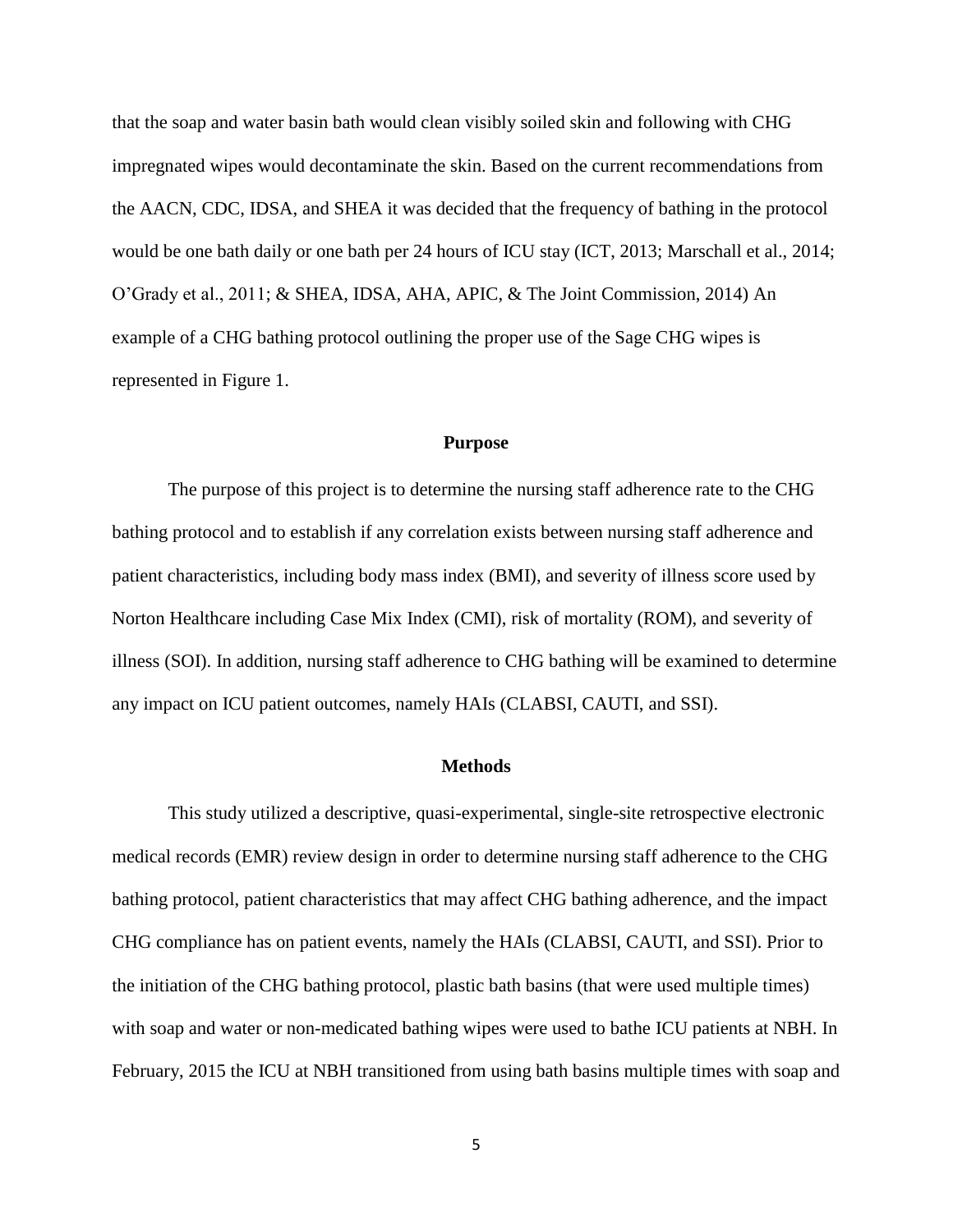that the soap and water basin bath would clean visibly soiled skin and following with CHG impregnated wipes would decontaminate the skin. Based on the current recommendations from the AACN, CDC, IDSA, and SHEA it was decided that the frequency of bathing in the protocol would be one bath daily or one bath per 24 hours of ICU stay (ICT, 2013; Marschall et al., 2014; O'Grady et al., 2011; & SHEA, IDSA, AHA, APIC, & The Joint Commission, 2014) An example of a CHG bathing protocol outlining the proper use of the Sage CHG wipes is represented in Figure 1.

## Purpose

The purpose of this project is to determine the nursing staff adherence rate to the CHG bathing protocol and to establish if any correlation exists between nursing staff adherence and patient characteristics, including body mass index (BMI), and severity of illness score used by Norton Healthcare including Case Mix Index (CMI), risk of mortality (ROM), and severity of illness (SOI). In addition, nursing staff adherence to CHG bathing will be examined to determine any impact on ICU patient outcomes, namely HAIs (CLABSI, CAUTI, and SSI).

## Methods

This study utilized a descriptive, quasi-experimental, single-site retrospective electronic medical records (EMR) review design in order to determine nursing staff adherence to the CHG bathing protocol, patient characteristics that may affect CHG bathing adherence, and the impact CHG compliance has on patient events, namely the HAIs (CLABSI, CAUTI, and SSI). Prior to the initiation of the CHG bathing protocol, plastic bath basins (that were used multiple times) with soap and water or non-medicated bathing wipes were used to bathe ICU patients at NBH. In February, 2015 the ICU at NBH transitioned from using bath basins multiple times with soap and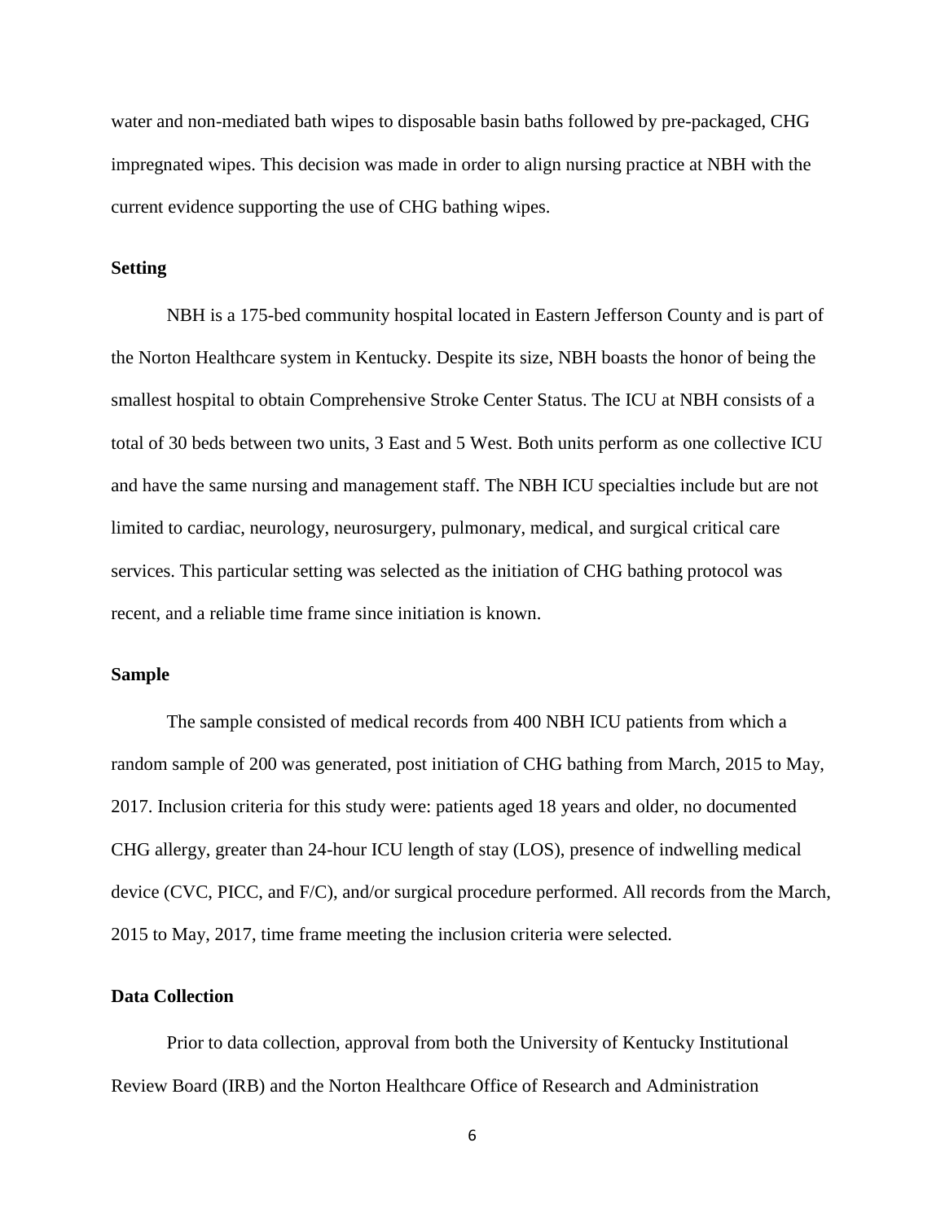water and non-mediated bath wipes to disposable basin baths followed by pre-packaged, CHG impregnated wipes. This decision was made in order to align nursing practice at NBH with the current evidence supporting the use of CHG bathing wipes.

### Setting

NBH is a 175-bed community hospital located in Eastern Jefferson County and is part of the Norton Healthcare system in Kentucky. Despite its size, NBH boasts the honor of being the smallest hospital to obtain Comprehensive Stroke Center Status. The ICU at NBH consists of a total of 30 beds between two units, 3 East and 5 West. Both units perform as one collective ICU and have the same nursing and management staff. The NBH ICU specialties include but are not limited to cardiac, neurology, neurosurgery, pulmonary, medical, and surgical critical care services. This particular setting was selected as the initiation of CHG bathing protocol was recent, and a reliable time frame since initiation is known.

### Sample

The sample consisted of medical records from 400 NBH ICU patients from which a random sample of 200 was generated, post initiation of CHG bathing from March, 2015 to May, 2017. Inclusion criteria for this study were: patients aged 18 years and older, no documented CHG allergy, greater than 24-hour ICU length of stay (LOS), presence of indwelling medical device (CVC, PICC, and F/C), and/or surgical procedure performed. All records from the March, 2015 to May, 2017, time frame meeting the inclusion criteria were selected.

### Data Collection

Prior to data collection, approval from both the University of Kentucky Institutional Review Board (IRB) and the Norton Healthcare Office of Research and Administration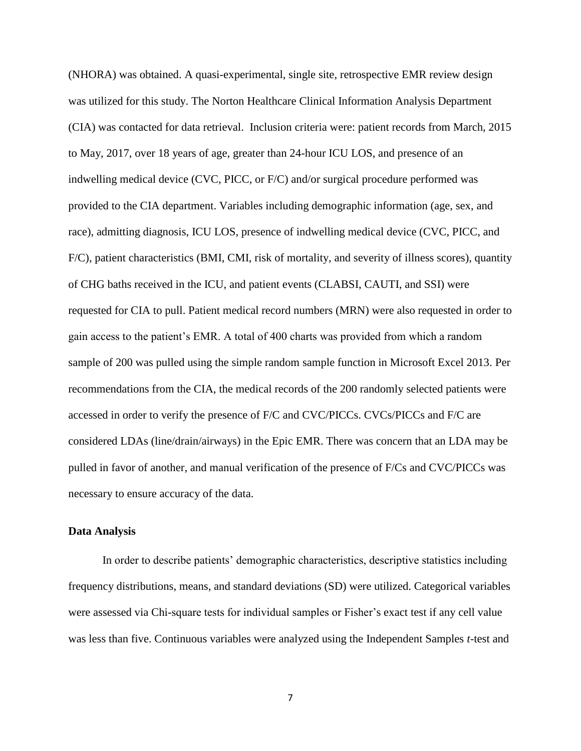(NHORA) was obtained. A quasi-experimental, single site, retrospective EMR review design was utilized for this study. The Norton Healthcare Clinical Information Analysis Department (CIA) was contacted for data retrieval. Inclusion criteria were: patient records from March, 2015 to May, 2017, over 18 years of age, greater than 24-hour ICU LOS, and presence of an indwelling medical device (CVC, PICC, or F/C) and/or surgical procedure performed was provided to the CIA department. Variables including demographic information (age, sex, and race), admitting diagnosis, ICU LOS, presence of indwelling medical device (CVC, PICC, and F/C), patient characteristics (BMI, CMI, risk of mortality, and severity of illness scores), quantity of CHG baths received in the ICU, and patient events (CLABSI, CAUTI, and SSI) were requested for CIA to pull. Patient medical record numbers (MRN) were also requested in order to gain access to the patient's EMR. A total of 400 charts was provided from which a random sample of 200 was pulled using the simple random sample function in Microsoft Excel 2013. Per recommendations from the CIA, the medical records of the 200 randomly selected patients were accessed in order to verify the presence of F/C and CVC/PICCs. CVCs/PICCs and F/C are considered LDAs (line/drain/airways) in the Epic EMR. There was concern that an LDA may be pulled in favor of another, and manual verification of the presence of F/Cs and CVC/PICCs was necessary to ensure accuracy of the data.

### Data Analysis

In order to describe patients' demographic characteristics, descriptive statistics including frequency distributions, means, and standard deviations (SD) were utilized. Categorical variables were assessed via Chi-square tests for individual samples or Fisher's exact test if any cell value was less than five. Continuous variables were analyzed using the Independent Samples *t*-test and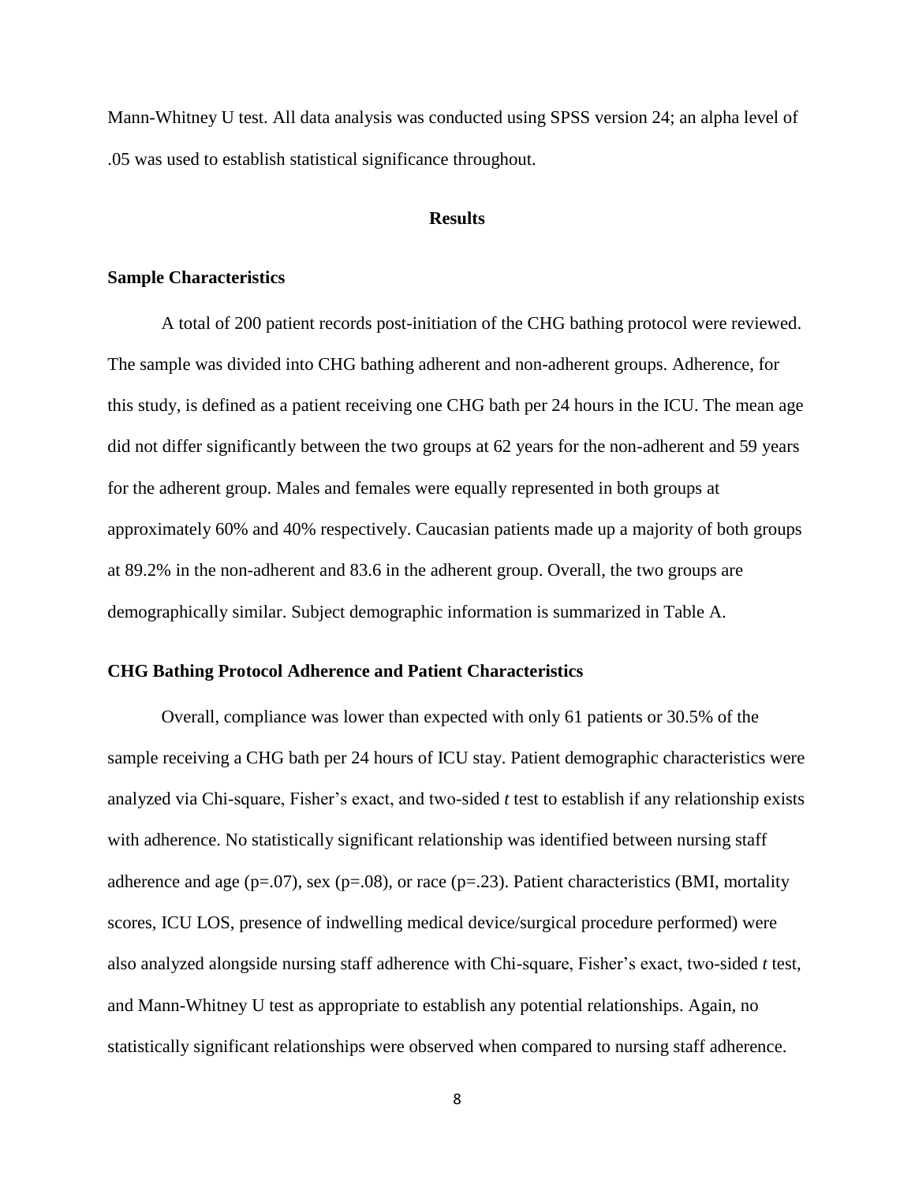Mann-Whitney U test. All data analysis was conducted using SPSS version 24; an alpha level of .05 was used to establish statistical significance throughout.

## Results

### Sample Characteristics

A total of 200 patient records post-initiation of the CHG bathing protocol were reviewed. The sample was divided into CHG bathing adherent and non-adherent groups. Adherence, for this study, is defined as a patient receiving one CHG bath per 24 hours in the ICU. The mean age did not differ significantly between the two groups at 62 years for the non-adherent and 59 years for the adherent group. Males and females were equally represented in both groups at approximately 60% and 40% respectively. Caucasian patients made up a majority of both groups at 89.2% in the non-adherent and 83.6 in the adherent group. Overall, the two groups are demographically similar. Subject demographic information is summarized in Table A.

### CHG Bathing Protocol Adherence and Patient Characteristics

Overall, compliance was lower than expected with only 61 patients or 30.5% of the sample receiving a CHG bath per 24 hours of ICU stay. Patient demographic characteristics were analyzed via Chi-square, Fisher's exact, and two-sided *t* test to establish if any relationship exists with adherence. No statistically significant relationship was identified between nursing staff adherence and age ($p=.07$), sex ($p=.08$), or race ($p=.23$). Patient characteristics (BMI, mortality scores, ICU LOS, presence of indwelling medical device/surgical procedure performed) were also analyzed alongside nursing staff adherence with Chi-square, Fisher's exact, two-sided *t* test, and Mann-Whitney U test as appropriate to establish any potential relationships. Again, no statistically significant relationships were observed when compared to nursing staff adherence.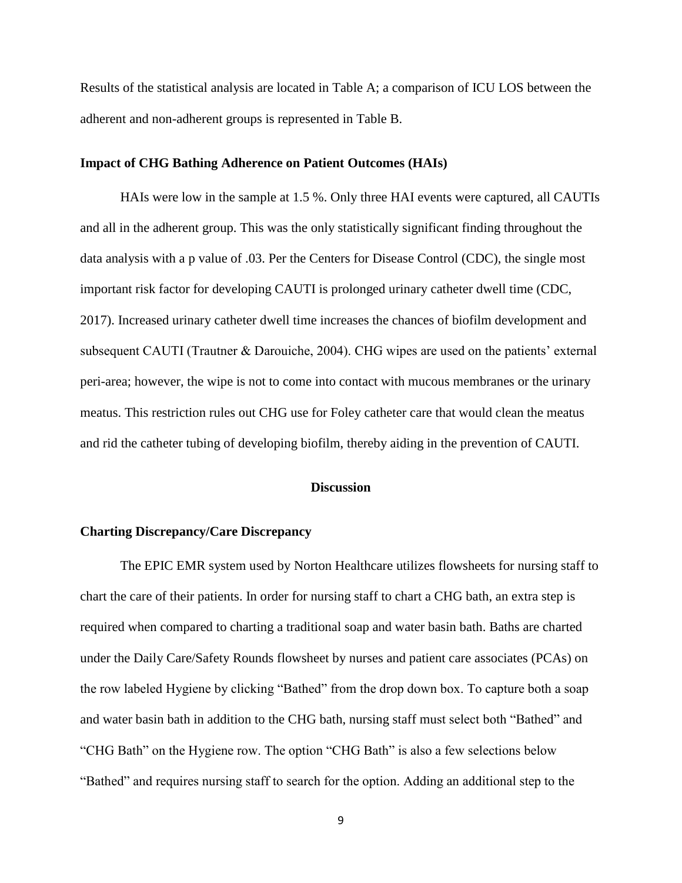Results of the statistical analysis are located in Table A; a comparison of ICU LOS between the adherent and non-adherent groups is represented in Table B.

### Impact of CHG Bathing Adherence on Patient Outcomes (HAIs)

HAIs were low in the sample at 1.5 %. Only three HAI events were captured, all CAUTIs and all in the adherent group. This was the only statistically significant finding throughout the data analysis with a p value of .03. Per the Centers for Disease Control (CDC), the single most important risk factor for developing CAUTI is prolonged urinary catheter dwell time (CDC, 2017). Increased urinary catheter dwell time increases the chances of biofilm development and subsequent CAUTI (Trautner & Darouiche, 2004). CHG wipes are used on the patients' external peri-area; however, the wipe is not to come into contact with mucous membranes or the urinary meatus. This restriction rules out CHG use for Foley catheter care that would clean the meatus and rid the catheter tubing of developing biofilm, thereby aiding in the prevention of CAUTI.

## Discussion

### Charting Discrepancy/Care Discrepancy

The EPIC EMR system used by Norton Healthcare utilizes flowsheets for nursing staff to chart the care of their patients. In order for nursing staff to chart a CHG bath, an extra step is required when compared to charting a traditional soap and water basin bath. Baths are charted under the Daily Care/Safety Rounds flowsheet by nurses and patient care associates (PCAs) on the row labeled Hygiene by clicking "Bathed" from the drop down box. To capture both a soap and water basin bath in addition to the CHG bath, nursing staff must select both "Bathed" and "CHG Bath" on the Hygiene row. The option "CHG Bath" is also a few selections below "Bathed" and requires nursing staff to search for the option. Adding an additional step to the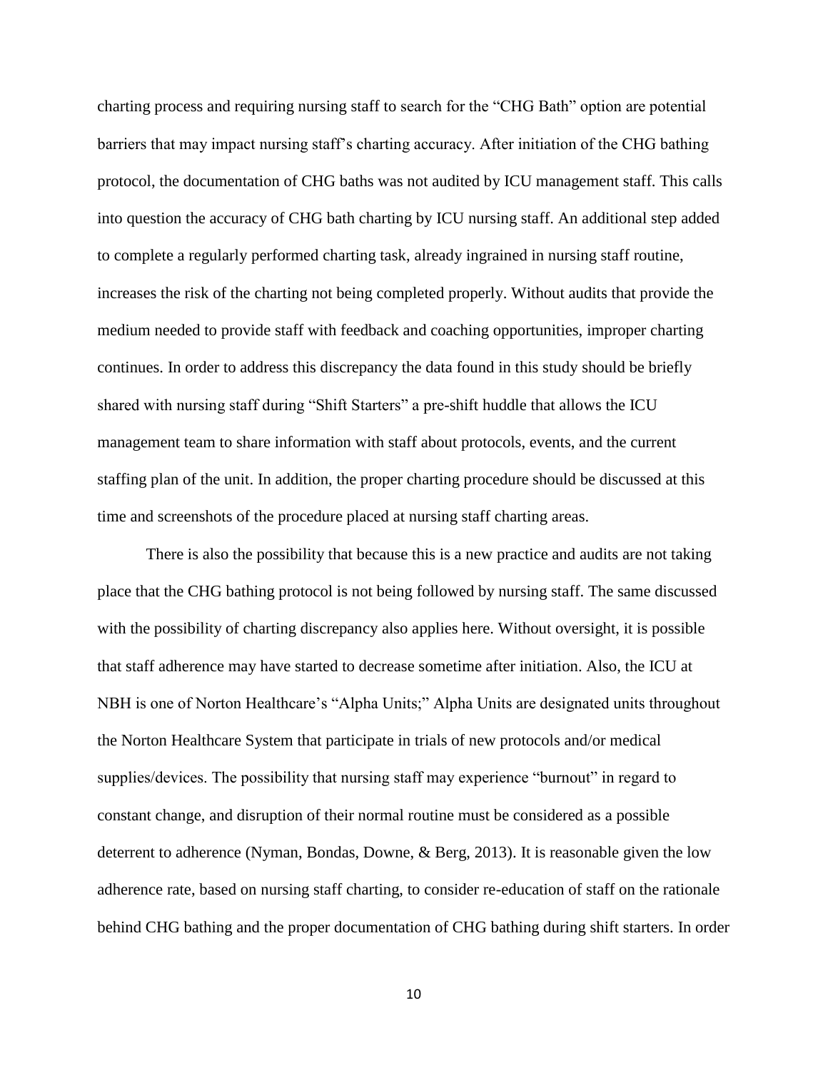charting process and requiring nursing staff to search for the "CHG Bath" option are potential barriers that may impact nursing staff's charting accuracy. After initiation of the CHG bathing protocol, the documentation of CHG baths was not audited by ICU management staff. This calls into question the accuracy of CHG bath charting by ICU nursing staff. An additional step added to complete a regularly performed charting task, already ingrained in nursing staff routine, increases the risk of the charting not being completed properly. Without audits that provide the medium needed to provide staff with feedback and coaching opportunities, improper charting continues. In order to address this discrepancy the data found in this study should be briefly shared with nursing staff during "Shift Starters" a pre-shift huddle that allows the ICU management team to share information with staff about protocols, events, and the current staffing plan of the unit. In addition, the proper charting procedure should be discussed at this time and screenshots of the procedure placed at nursing staff charting areas.

There is also the possibility that because this is a new practice and audits are not taking place that the CHG bathing protocol is not being followed by nursing staff. The same discussed with the possibility of charting discrepancy also applies here. Without oversight, it is possible that staff adherence may have started to decrease sometime after initiation. Also, the ICU at NBH is one of Norton Healthcare's "Alpha Units;" Alpha Units are designated units throughout the Norton Healthcare System that participate in trials of new protocols and/or medical supplies/devices. The possibility that nursing staff may experience "burnout" in regard to constant change, and disruption of their normal routine must be considered as a possible deterrent to adherence (Nyman, Bondas, Downe, & Berg, 2013). It is reasonable given the low adherence rate, based on nursing staff charting, to consider re-education of staff on the rationale behind CHG bathing and the proper documentation of CHG bathing during shift starters. In order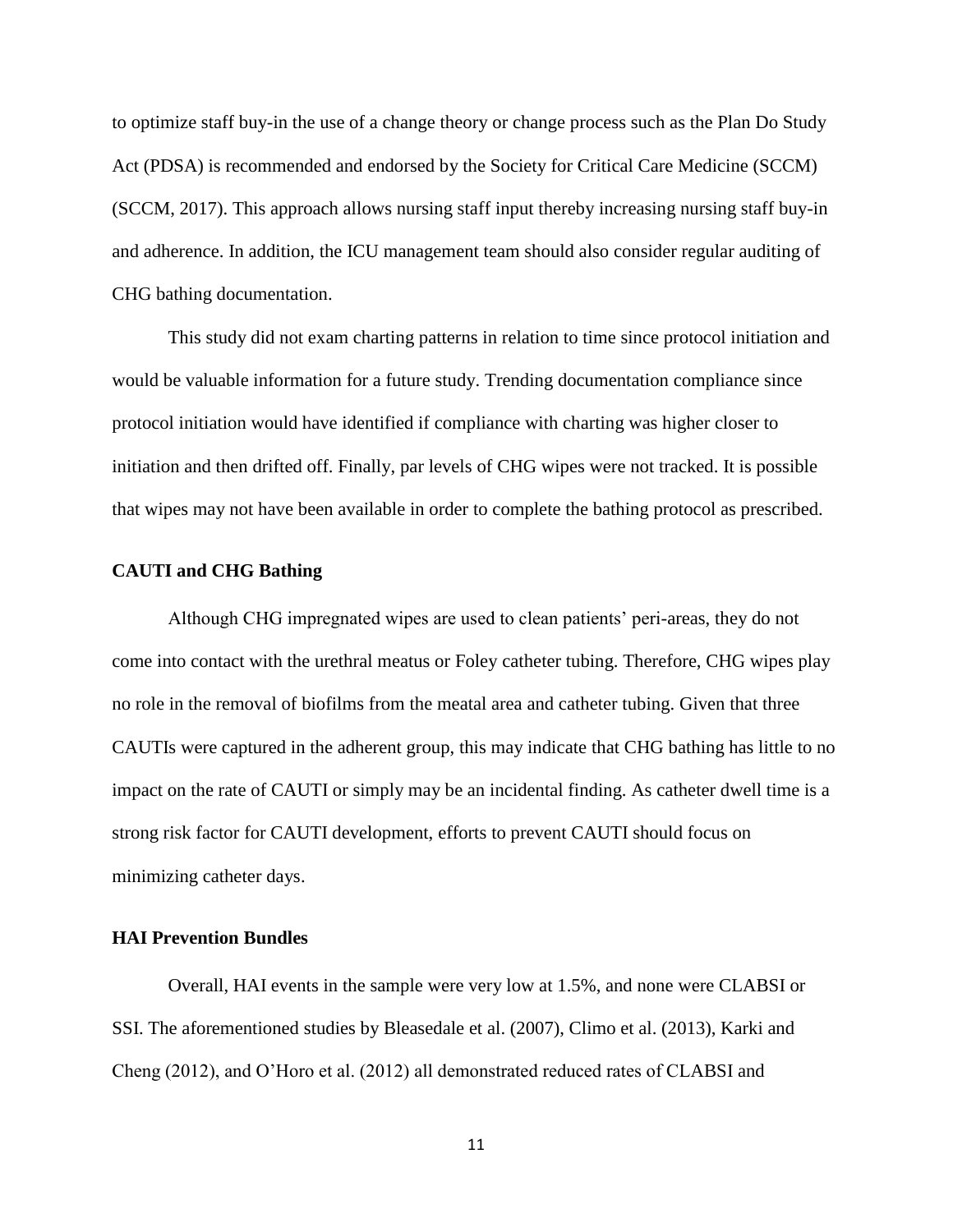to optimize staff buy-in the use of a change theory or change process such as the Plan Do Study Act (PDSA) is recommended and endorsed by the Society for Critical Care Medicine (SCCM) (SCCM, 2017). This approach allows nursing staff input thereby increasing nursing staff buy-in and adherence. In addition, the ICU management team should also consider regular auditing of CHG bathing documentation.

This study did not exam charting patterns in relation to time since protocol initiation and would be valuable information for a future study. Trending documentation compliance since protocol initiation would have identified if compliance with charting was higher closer to initiation and then drifted off. Finally, par levels of CHG wipes were not tracked. It is possible that wipes may not have been available in order to complete the bathing protocol as prescribed.

### CAUTI and CHG Bathing

Although CHG impregnated wipes are used to clean patients' peri-areas, they do not come into contact with the urethral meatus or Foley catheter tubing. Therefore, CHG wipes play no role in the removal of biofilms from the meatal area and catheter tubing. Given that three CAUTIs were captured in the adherent group, this may indicate that CHG bathing has little to no impact on the rate of CAUTI or simply may be an incidental finding. As catheter dwell time is a strong risk factor for CAUTI development, efforts to prevent CAUTI should focus on minimizing catheter days.

### HAI Prevention Bundles

Overall, HAI events in the sample were very low at 1.5%, and none were CLABSI or SSI. The aforementioned studies by Bleasedale et al. (2007), Climo et al. (2013), Karki and Cheng (2012), and O'Horo et al. (2012) all demonstrated reduced rates of CLABSI and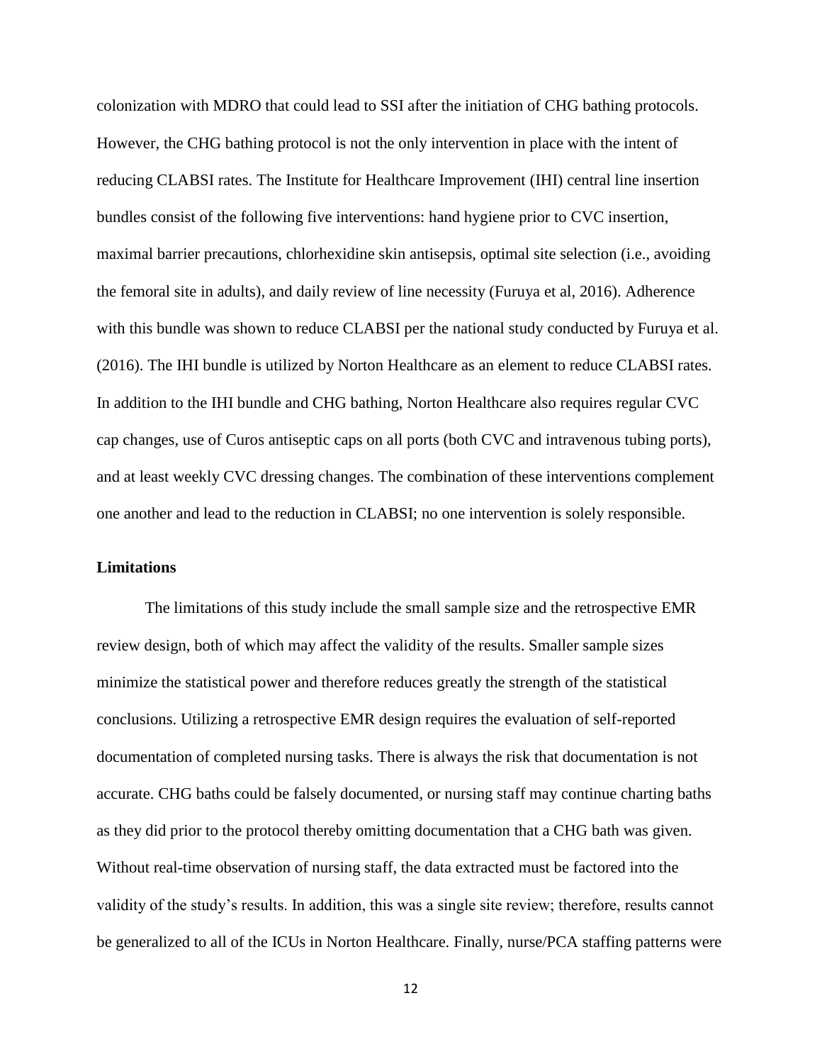colonization with MDRO that could lead to SSI after the initiation of CHG bathing protocols. However, the CHG bathing protocol is not the only intervention in place with the intent of reducing CLABSI rates. The Institute for Healthcare Improvement (IHI) central line insertion bundles consist of the following five interventions: hand hygiene prior to CVC insertion, maximal barrier precautions, chlorhexidine skin antisepsis, optimal site selection (i.e., avoiding the femoral site in adults), and daily review of line necessity (Furuya et al, 2016). Adherence with this bundle was shown to reduce CLABSI per the national study conducted by Furuya et al. (2016). The IHI bundle is utilized by Norton Healthcare as an element to reduce CLABSI rates. In addition to the IHI bundle and CHG bathing, Norton Healthcare also requires regular CVC cap changes, use of Curos antiseptic caps on all ports (both CVC and intravenous tubing ports), and at least weekly CVC dressing changes. The combination of these interventions complement one another and lead to the reduction in CLABSI; no one intervention is solely responsible.

**Limitations**

The limitations of this study include the small sample size and the retrospective EMR review design, both of which may affect the validity of the results. Smaller sample sizes minimize the statistical power and therefore reduces greatly the strength of the statistical conclusions. Utilizing a retrospective EMR design requires the evaluation of self-reported documentation of completed nursing tasks. There is always the risk that documentation is not accurate. CHG baths could be falsely documented, or nursing staff may continue charting baths as they did prior to the protocol thereby omitting documentation that a CHG bath was given. Without real-time observation of nursing staff, the data extracted must be factored into the validity of the study's results. In addition, this was a single site review; therefore, results cannot be generalized to all of the ICUs in Norton Healthcare. Finally, nurse/PCA staffing patterns were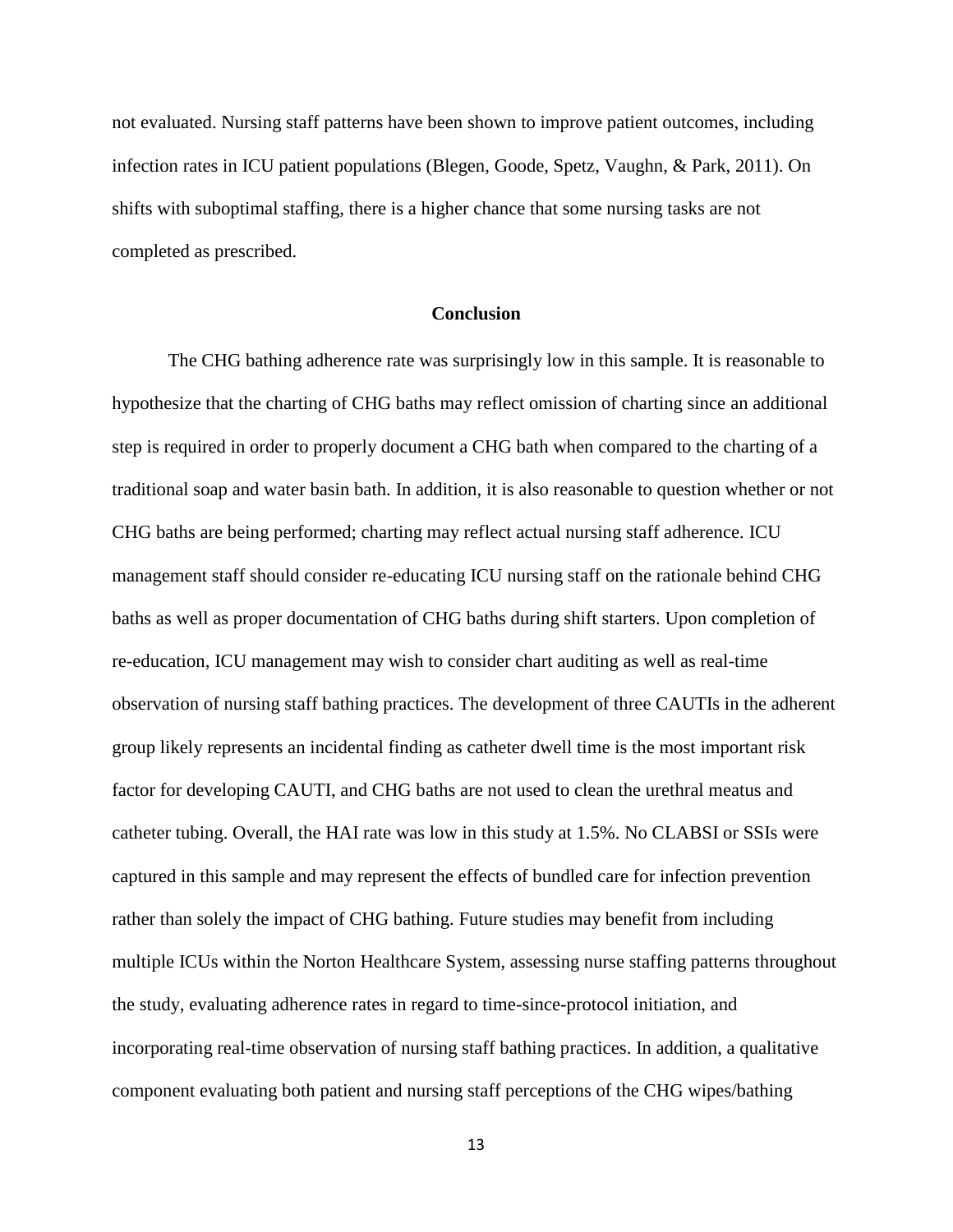not evaluated. Nursing staff patterns have been shown to improve patient outcomes, including infection rates in ICU patient populations (Blegen, Goode, Spetz, Vaughn, & Park, 2011). On shifts with suboptimal staffing, there is a higher chance that some nursing tasks are not completed as prescribed.

## Conclusion

The CHG bathing adherence rate was surprisingly low in this sample. It is reasonable to hypothesize that the charting of CHG baths may reflect omission of charting since an additional step is required in order to properly document a CHG bath when compared to the charting of a traditional soap and water basin bath. In addition, it is also reasonable to question whether or not CHG baths are being performed; charting may reflect actual nursing staff adherence. ICU management staff should consider re-educating ICU nursing staff on the rationale behind CHG baths as well as proper documentation of CHG baths during shift starters. Upon completion of re-education, ICU management may wish to consider chart auditing as well as real-time observation of nursing staff bathing practices. The development of three CAUTIs in the adherent group likely represents an incidental finding as catheter dwell time is the most important risk factor for developing CAUTI, and CHG baths are not used to clean the urethral meatus and catheter tubing. Overall, the HAI rate was low in this study at 1.5%. No CLABSI or SSIs were captured in this sample and may represent the effects of bundled care for infection prevention rather than solely the impact of CHG bathing. Future studies may benefit from including multiple ICUs within the Norton Healthcare System, assessing nurse staffing patterns throughout the study, evaluating adherence rates in regard to time-since-protocol initiation, and incorporating real-time observation of nursing staff bathing practices. In addition, a qualitative component evaluating both patient and nursing staff perceptions of the CHG wipes/bathing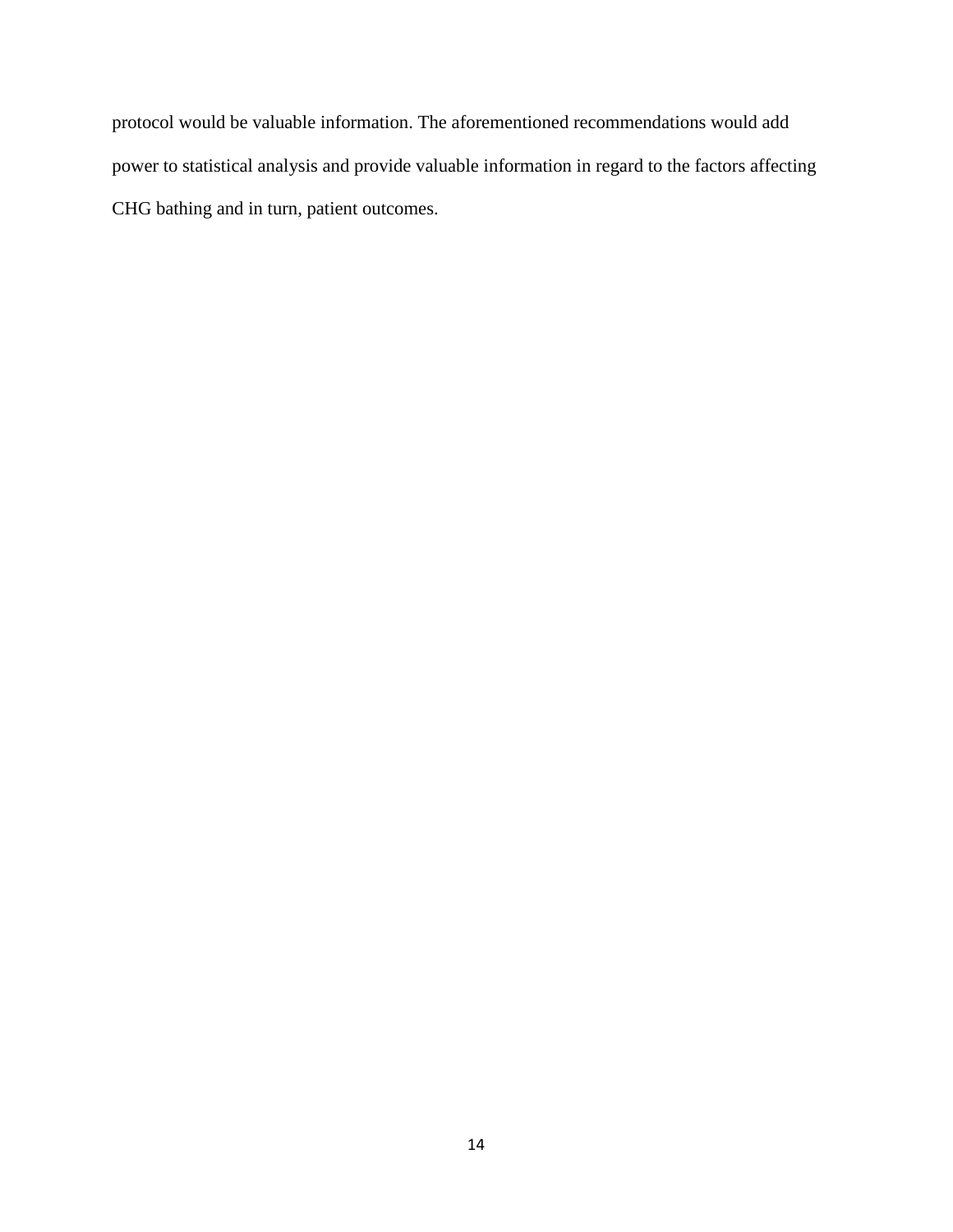protocol would be valuable information. The aforementioned recommendations would add power to statistical analysis and provide valuable information in regard to the factors affecting CHG bathing and in turn, patient outcomes.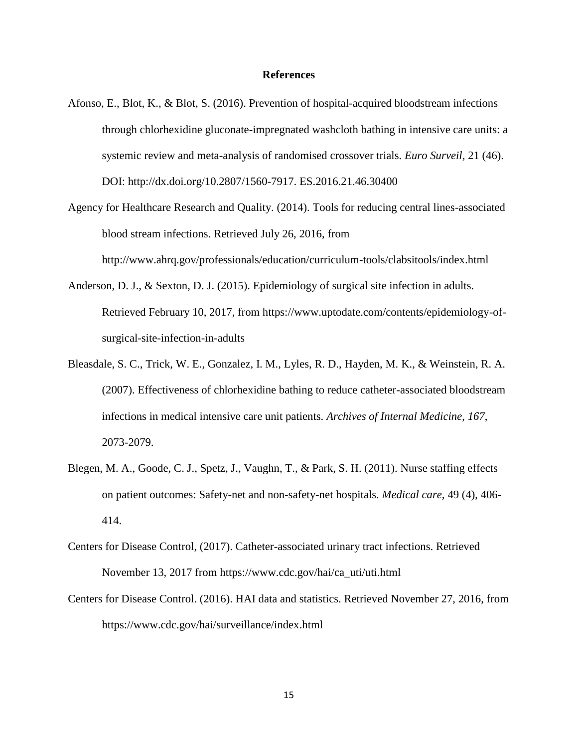# References

Afonso, E., Blot, K., & Blot, S. (2016). Prevention of hospital-acquired bloodstream infections through chlorhexidine gluconate-impregnated washcloth bathing in intensive care units: a systemic review and meta-analysis of randomised crossover trials. *Euro Surveil,* 21 (46). DOI: http://dx.doi.org/10.2807/1560-7917. ES.2016.21.46.30400

Agency for Healthcare Research and Quality. (2014). Tools for reducing central lines-associated blood stream infections. Retrieved July 26, 2016, from http://www.ahrq.gov/professionals/education/curriculum-tools/clabsitools/index.html

Anderson, D. J., & Sexton, D. J. (2015). Epidemiology of surgical site infection in adults. Retrieved February 10, 2017, from https://www.uptodate.com/contents/epidemiology-of-surgical-site-infection-in-adults

Bleasdale, S. C., Trick, W. E., Gonzalez, I. M., Lyles, R. D., Hayden, M. K., & Weinstein, R. A. (2007). Effectiveness of chlorhexidine bathing to reduce catheter-associated bloodstream infections in medical intensive care unit patients. *Archives of Internal Medicine, 167*, 2073-2079.

Blegen, M. A., Goode, C. J., Spetz, J., Vaughn, T., & Park, S. H. (2011). Nurse staffing effects on patient outcomes: Safety-net and non-safety-net hospitals. *Medical care,* 49 (4), 406-414.

Centers for Disease Control, (2017). Catheter-associated urinary tract infections. Retrieved November 13, 2017 from https://www.cdc.gov/hai/ca_uti/uti.html

Centers for Disease Control. (2016). HAI data and statistics. Retrieved November 27, 2016, from https://www.cdc.gov/hai/surveillance/index.html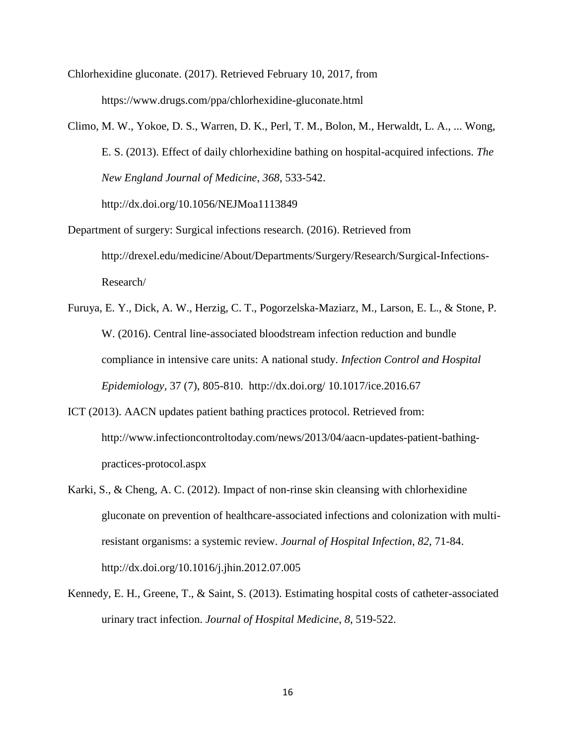Chlorhexidine gluconate. (2017). Retrieved February 10, 2017, from https://www.drugs.com/ppa/chlorhexidine-gluconate.html

Climo, M. W., Yokoe, D. S., Warren, D. K., Perl, T. M., Bolon, M., Herwaldt, L. A., ... Wong, E. S. (2013). Effect of daily chlorhexidine bathing on hospital-acquired infections. *The New England Journal of Medicine*, *368*, 533-542. http://dx.doi.org/10.1056/NEJMoa1113849

Department of surgery: Surgical infections research. (2016). Retrieved from http://drexel.edu/medicine/About/Departments/Surgery/Research/Surgical-Infections-Research/

Furuya, E. Y., Dick, A. W., Herzig, C. T., Pogorzelska-Maziarz, M., Larson, E. L., & Stone, P. W. (2016). Central line-associated bloodstream infection reduction and bundle compliance in intensive care units: A national study. *Infection Control and Hospital Epidemiology*, 37 (7), 805-810. http://dx.doi.org/ 10.1017/ice.2016.67

ICT (2013). AACN updates patient bathing practices protocol. Retrieved from: http://www.infectioncontroltoday.com/news/2013/04/aacn-updates-patient-bathing-practices-protocol.aspx

Karki, S., & Cheng, A. C. (2012). Impact of non-rinse skin cleansing with chlorhexidine gluconate on prevention of healthcare-associated infections and colonization with multi-resistant organisms: a systemic review. *Journal of Hospital Infection*, *82*, 71-84. http://dx.doi.org/10.1016/j.jhin.2012.07.005

Kennedy, E. H., Greene, T., & Saint, S. (2013). Estimating hospital costs of catheter-associated urinary tract infection. *Journal of Hospital Medicine*, *8*, 519-522.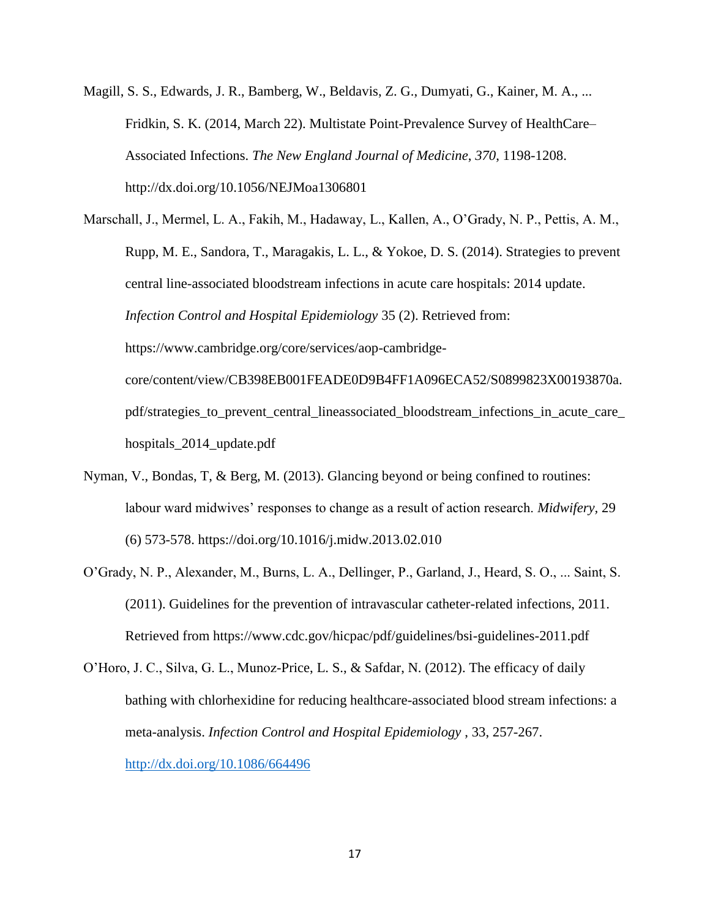Magill, S. S., Edwards, J. R., Bamberg, W., Beldavis, Z. G., Dumyati, G., Kainer, M. A., ... Fridkin, S. K. (2014, March 22). Multistate Point-Prevalence Survey of HealthCare–Associated Infections. *The New England Journal of Medicine*, *370*, 1198-1208. http://dx.doi.org/10.1056/NEJMoa1306801

Marschall, J., Mermel, L. A., Fakih, M., Hadaway, L., Kallen, A., O'Grady, N. P., Pettis, A. M., Rupp, M. E., Sandora, T., Maragakis, L. L., & Yokoe, D. S. (2014). Strategies to prevent central line-associated bloodstream infections in acute care hospitals: 2014 update. *Infection Control and Hospital Epidemiology* 35 (2). Retrieved from: https://www.cambridge.org/core/services/aop-cambridge-core/content/view/CB398EB001FEADE0D9B4FF1A096ECA52/S0899823X00193870a.pdf/strategies_to_prevent_central_lineassociated_bloodstream_infections_in_acute_care_hospitals_2014_update.pdf

Nyman, V., Bondas, T, & Berg, M. (2013). Glancing beyond or being confined to routines: labour ward midwives' responses to change as a result of action research. *Midwifery,* 29 (6) 573-578. https://doi.org/10.1016/j.midw.2013.02.010

O'Grady, N. P., Alexander, M., Burns, L. A., Dellinger, P., Garland, J., Heard, S. O., ... Saint, S. (2011). Guidelines for the prevention of intravascular catheter-related infections, 2011. Retrieved from https://www.cdc.gov/hicpac/pdf/guidelines/bsi-guidelines-2011.pdf

O'Horo, J. C., Silva, G. L., Munoz-Price, L. S., & Safdar, N. (2012). The efficacy of daily bathing with chlorhexidine for reducing healthcare-associated blood stream infections: a meta-analysis. *Infection Control and Hospital Epidemiology* , 33, 257-267. http://dx.doi.org/10.1086/664496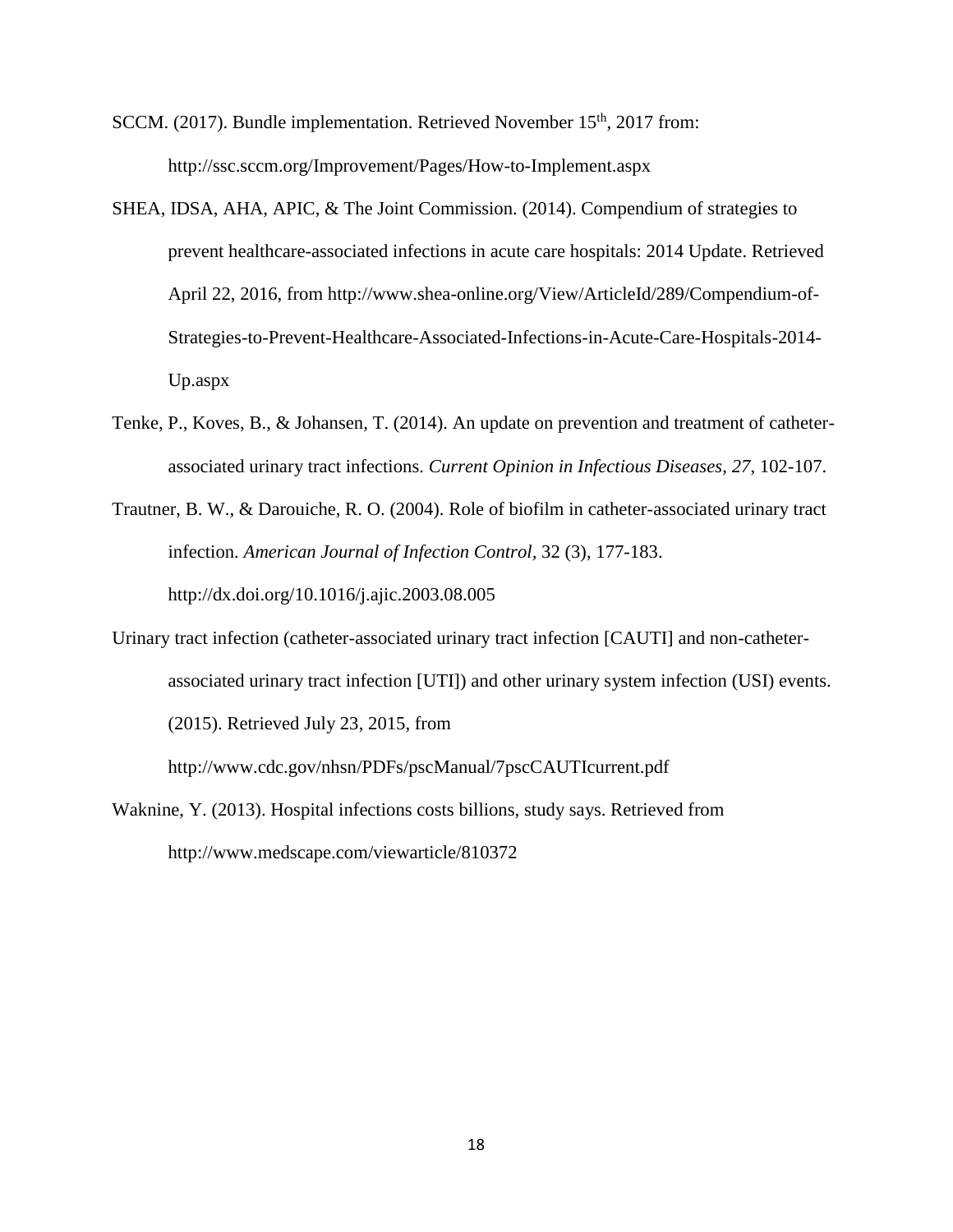SCCM. (2017). Bundle implementation. Retrieved November 15th, 2017 from: http://ssc.sccm.org/Improvement/Pages/How-to-Implement.aspx

SHEA, IDSA, AHA, APIC, & The Joint Commission. (2014). Compendium of strategies to prevent healthcare-associated infections in acute care hospitals: 2014 Update. Retrieved April 22, 2016, from http://www.shea-online.org/View/ArticleId/289/Compendium-of-Strategies-to-Prevent-Healthcare-Associated-Infections-in-Acute-Care-Hospitals-2014-Up.aspx

Tenke, P., Koves, B., & Johansen, T. (2014). An update on prevention and treatment of catheter-associated urinary tract infections. *Current Opinion in Infectious Diseases, 27*, 102-107.

Trautner, B. W., & Darouiche, R. O. (2004). Role of biofilm in catheter-associated urinary tract infection. *American Journal of Infection Control,* 32 (3), 177-183. http://dx.doi.org/10.1016/j.ajic.2003.08.005

Urinary tract infection (catheter-associated urinary tract infection [CAUTI] and non-catheter-associated urinary tract infection [UTI]) and other urinary system infection (USI) events. (2015). Retrieved July 23, 2015, from http://www.cdc.gov/nhsn/PDFs/pscManual/7pscCAUTIcurrent.pdf

Waknine, Y. (2013). Hospital infections costs billions, study says. Retrieved from http://www.medscape.com/viewarticle/810372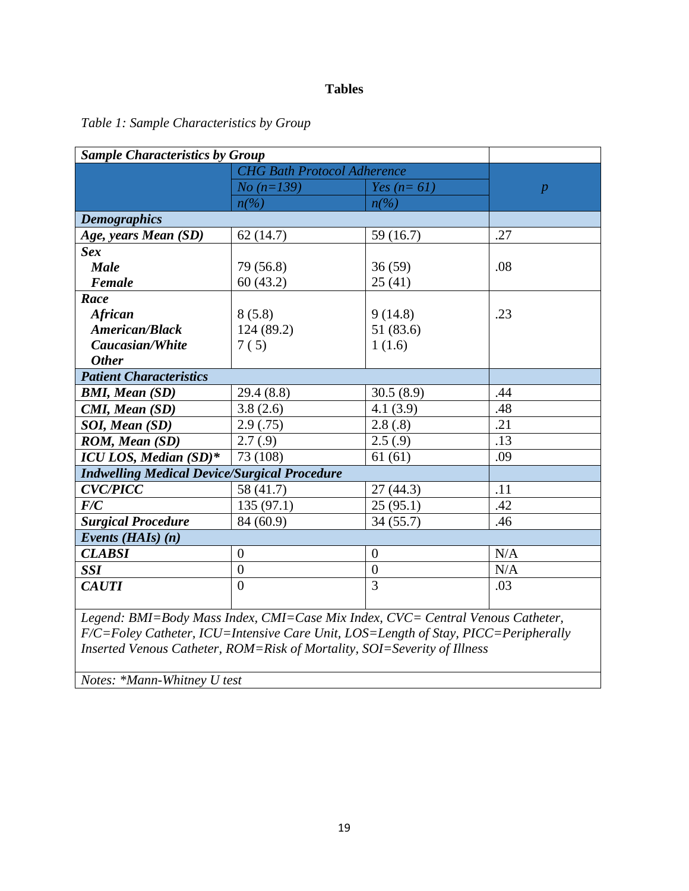# Tables

*Table 1: Sample Characteristics by Group*

| ***Sample Characteristics by Group*** | | | |
|---|---|---|---|
| | *CHG Bath Protocol Adherence* | | *p* |
| | *No (n=139)* | *Yes (n= 61)* | |
| | *n(%)* | *n(%)* | |
| ***Demographics*** | | | |
| ***Age, years Mean (SD)*** | 62 (14.7) | 59 (16.7) | .27 |
| ***Sex*** | | | |
| ***Male*** | 79 (56.8) | 36 (59) | .08 |
| ***Female*** | 60 (43.2) | 25 (41) | |
| ***Race*** | | | |
| ***African*** | 8 (5.8) | 9 (14.8) | .23 |
| ***American/Black*** | 124 (89.2) | 51 (83.6) | |
| ***Caucasian/White*** | 7 ( 5) | 1 (1.6) | |
| ***Other*** | | | |
| ***Patient Characteristics*** | | | |
| ***BMI, Mean (SD)*** | 29.4 (8.8) | 30.5 (8.9) | .44 |
| ***CMI, Mean (SD)*** | 3.8 (2.6) | 4.1 (3.9) | .48 |
| ***SOI, Mean (SD)*** | 2.9 (.75) | 2.8 (.8) | .21 |
| ***ROM, Mean (SD)*** | 2.7 (.9) | 2.5 (.9) | .13 |
| ***ICU LOS, Median (SD)**** | 73 (108) | 61 (61) | .09 |
| ***Indwelling Medical Device/Surgical Procedure*** | | | |
| ***CVC/PICC*** | 58 (41.7) | 27 (44.3) | .11 |
| ***F/C*** | 135 (97.1) | 25 (95.1) | .42 |
| ***Surgical Procedure*** | 84 (60.9) | 34 (55.7) | .46 |
| ***Events (HAIs) (n)*** | | | |
| ***CLABSI*** | 0 | 0 | N/A |
| ***SSI*** | 0 | 0 | N/A |
| ***CAUTI*** | 0 | 3 | .03 |

*Legend: BMI=Body Mass Index, CMI=Case Mix Index, CVC= Central Venous Catheter, F/C=Foley Catheter, ICU=Intensive Care Unit, LOS=Length of Stay, PICC=Peripherally Inserted Venous Catheter, ROM=Risk of Mortality, SOI=Severity of Illness*

*Notes: *Mann-Whitney U test*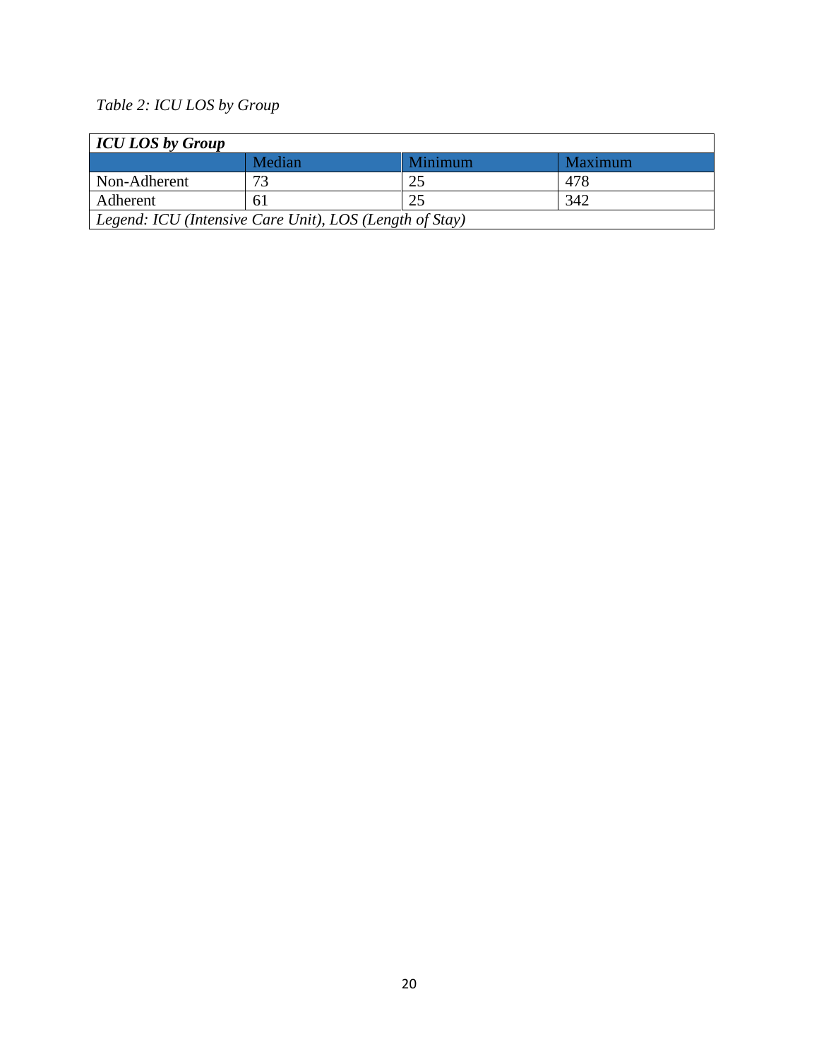*Table 2: ICU LOS by Group*

| ***ICU LOS by Group*** | | | |
|---|---|---|---|
| | Median | Minimum | Maximum |
| Non-Adherent | 73 | 25 | 478 |
| Adherent | 61 | 25 | 342 |
| *Legend: ICU (Intensive Care Unit), LOS (Length of Stay)* | | | |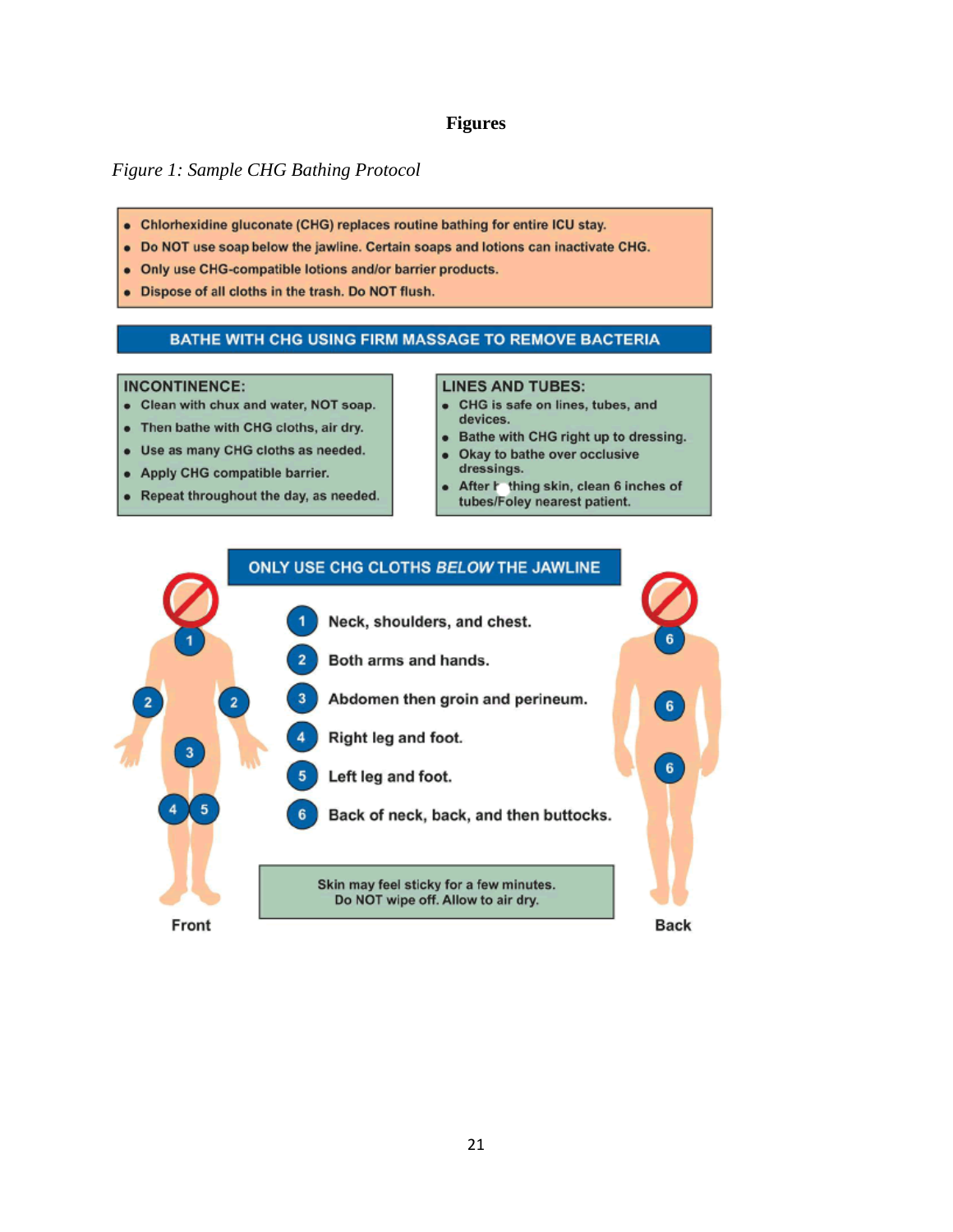# Figures

*Figure 1: Sample CHG Bathing Protocol*

- Chlorhexidine gluconate (CHG) replaces routine bathing for entire ICU stay.
- Do NOT use soap below the jawline. Certain soaps and lotions can inactivate CHG.
- Only use CHG-compatible lotions and/or barrier products.
- Dispose of all cloths in the trash. Do NOT flush.

**BATHE WITH CHG USING FIRM MASSAGE TO REMOVE BACTERIA**

**INCONTINENCE:**

- Clean with chux and water, NOT soap.
- Then bathe with CHG cloths, air dry.
- Use as many CHG cloths as needed.
- Apply CHG compatible barrier.
- Repeat throughout the day, as needed.

**LINES AND TUBES:**

- CHG is safe on lines, tubes, and devices.
- Bathe with CHG right up to dressing.
- Okay to bathe over occlusive dressings.
- After bathing skin, clean 6 inches of tubes/Foley nearest patient.

**ONLY USE CHG CLOTHS *BELOW* THE JAWLINE**

1. Neck, shoulders, and chest.
2. Both arms and hands.
3. Abdomen then groin and perineum.
4. Right leg and foot.
5. Left leg and foot.
6. Back of neck, back, and then buttocks.

Skin may feel sticky for a few minutes. Do NOT wipe off. Allow to air dry.

Front

Back